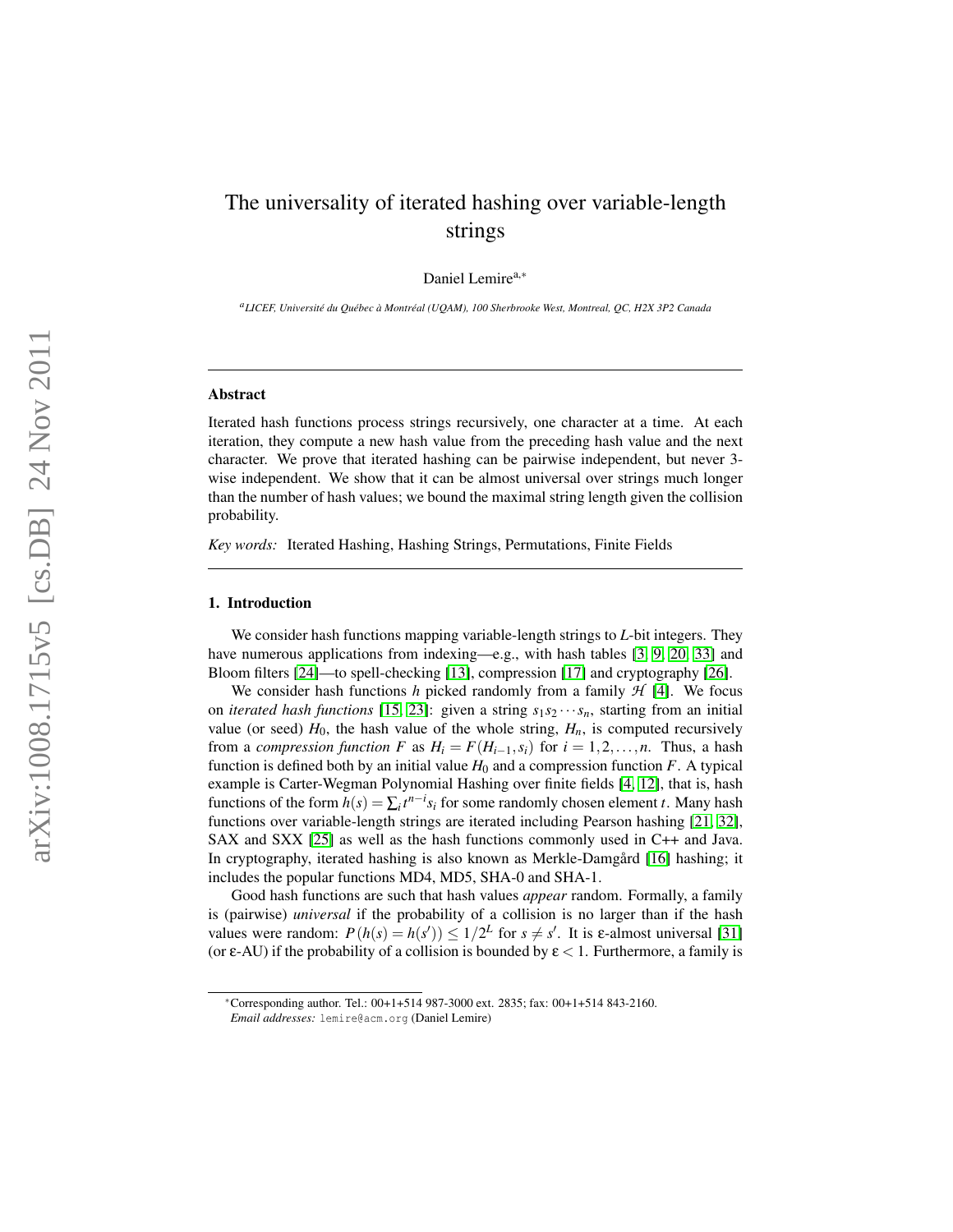# The universality of iterated hashing over variable-length strings

Daniel Lemire[a,*]

[a] *LICEF, Université du Québec à Montréal (UQAM), 100 Sherbrooke West, Montreal, QC, H2X 3P2 Canada*

---

## Abstract

Iterated hash functions process strings recursively, one character at a time. At each iteration, they compute a new hash value from the preceding hash value and the next character. We prove that iterated hashing can be pairwise independent, but never 3-wise independent. We show that it can be almost universal over strings much longer than the number of hash values; we bound the maximal string length given the collision probability.

*Key words:* Iterated Hashing, Hashing Strings, Permutations, Finite Fields

---

## 1. Introduction

We consider hash functions mapping variable-length strings to $L$-bit integers. They have numerous applications from indexing—e.g., with hash tables [3, 9, 20, 33] and Bloom filters [24]—to spell-checking [13], compression [17] and cryptography [26].

We consider hash functions $h$ picked randomly from a family $\mathcal{H}$ [4]. We focus on *iterated hash functions* [15, 23]: given a string $s_1 s_2 \cdots s_n$, starting from an initial value (or seed) $H_0$, the hash value of the whole string, $H_n$, is computed recursively from a *compression function* $F$ as $H_i = F(H_{i-1}, s_i)$ for $i = 1, 2, \ldots, n$. Thus, a hash function is defined both by an initial value $H_0$ and a compression function $F$. A typical example is Carter-Wegman Polynomial Hashing over finite fields [4, 12], that is, hash functions of the form $h(s) = \sum_i t^{n-i} s_i$ for some randomly chosen element $t$. Many hash functions over variable-length strings are iterated including Pearson hashing [21, 32], SAX and SXX [25] as well as the hash functions commonly used in C++ and Java. In cryptography, iterated hashing is also known as Merkle-Damgård [16] hashing; it includes the popular functions MD4, MD5, SHA-0 and SHA-1.

Good hash functions are such that hash values *appear* random. Formally, a family is (pairwise) *universal* if the probability of a collision is no larger than if the hash values were random: $P(h(s) = h(s')) \leq 1/2^L$ for $s \neq s'$. It is $\varepsilon$-almost universal [31] (or $\varepsilon$-AU) if the probability of a collision is bounded by $\varepsilon < 1$. Furthermore, a family is

---

*Corresponding author. Tel.: 00+1+514 987-3000 ext. 2835; fax: 00+1+514 843-2160.
*Email addresses:* lemire@acm.org (Daniel Lemire)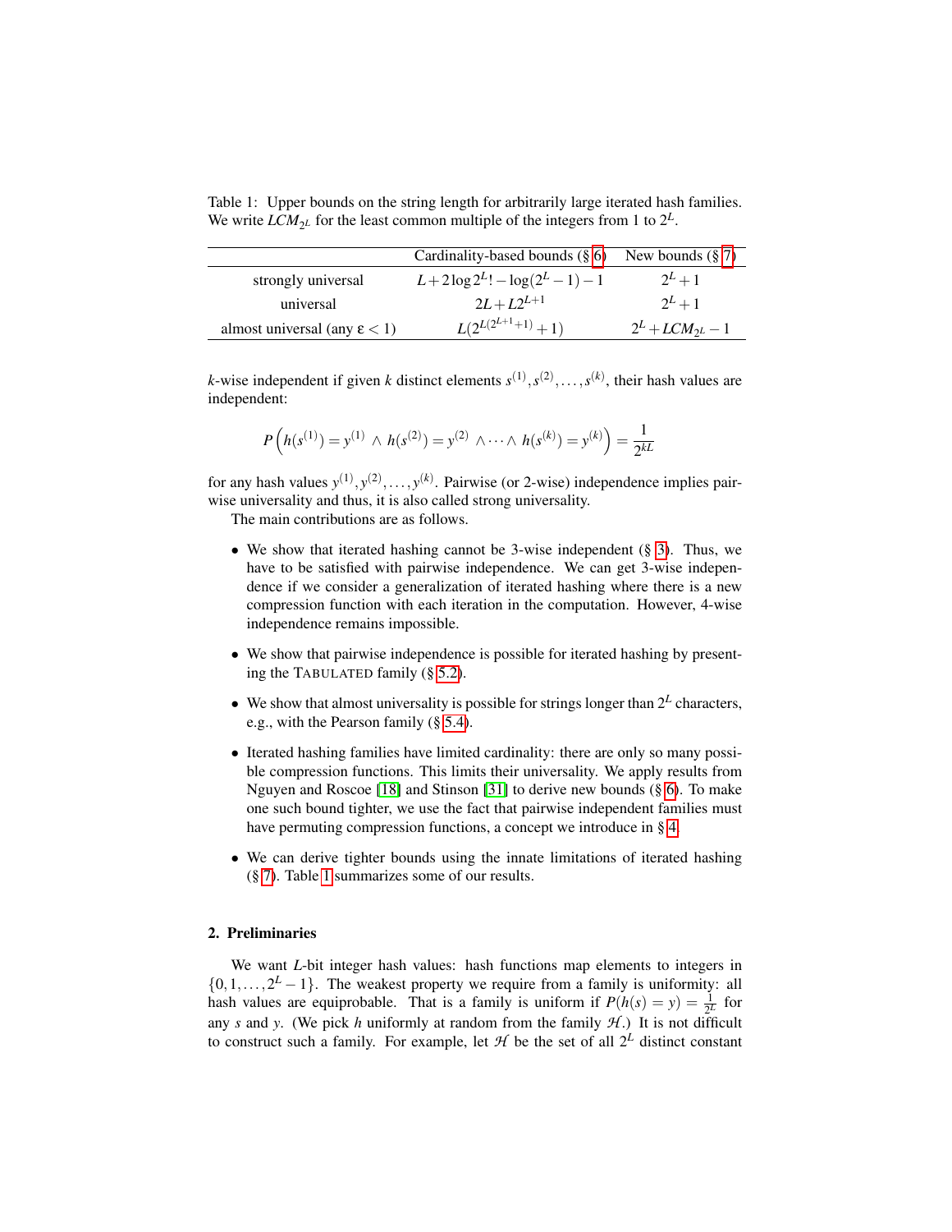Table 1: Upper bounds on the string length for arbitrarily large iterated hash families. We write $LCM_{2^L}$ for the least common multiple of the integers from 1 to $2^L$.

| | Cardinality-based bounds (§ 6) | New bounds (§ 7) |
|---|---|---|
| strongly universal | $L+2\log 2^L! - \log(2^L-1) - 1$ | $2^L+1$ |
| universal | $2L + L2^{L+1}$ | $2^L+1$ |
| almost universal (any $\varepsilon < 1$) | $L(2^{L(2^{L+1}+1)}+1)$ | $2^L + LCM_{2^L} - 1$ |

$k$-wise independent if given $k$ distinct elements $s^{(1)}, s^{(2)}, \ldots, s^{(k)}$, their hash values are independent:

$$P\left(h(s^{(1)}) = y^{(1)} \wedge h(s^{(2)}) = y^{(2)} \wedge \cdots \wedge h(s^{(k)}) = y^{(k)}\right) = \frac{1}{2^{kL}}$$

for any hash values $y^{(1)}, y^{(2)}, \ldots, y^{(k)}$. Pairwise (or 2-wise) independence implies pairwise universality and thus, it is also called strong universality.

The main contributions are as follows.

- We show that iterated hashing cannot be 3-wise independent (§ 3). Thus, we have to be satisfied with pairwise independence. We can get 3-wise independence if we consider a generalization of iterated hashing where there is a new compression function with each iteration in the computation. However, 4-wise independence remains impossible.
- We show that pairwise independence is possible for iterated hashing by presenting the TABULATED family (§ 5.2).
- We show that almost universality is possible for strings longer than $2^L$ characters, e.g., with the Pearson family (§ 5.4).
- Iterated hashing families have limited cardinality: there are only so many possible compression functions. This limits their universality. We apply results from Nguyen and Roscoe [18] and Stinson [31] to derive new bounds (§ 6). To make one such bound tighter, we use the fact that pairwise independent families must have permuting compression functions, a concept we introduce in § 4.
- We can derive tighter bounds using the innate limitations of iterated hashing (§ 7). Table 1 summarizes some of our results.

## 2. Preliminaries

We want $L$-bit integer hash values: hash functions map elements to integers in $\{0, 1, \ldots, 2^L - 1\}$. The weakest property we require from a family is uniformity: all hash values are equiprobable. That is a family is uniform if $P(h(s) = y) = \frac{1}{2^L}$ for any $s$ and $y$. (We pick $h$ uniformly at random from the family $\mathcal{H}$.) It is not difficult to construct such a family. For example, let $\mathcal{H}$ be the set of all $2^L$ distinct constant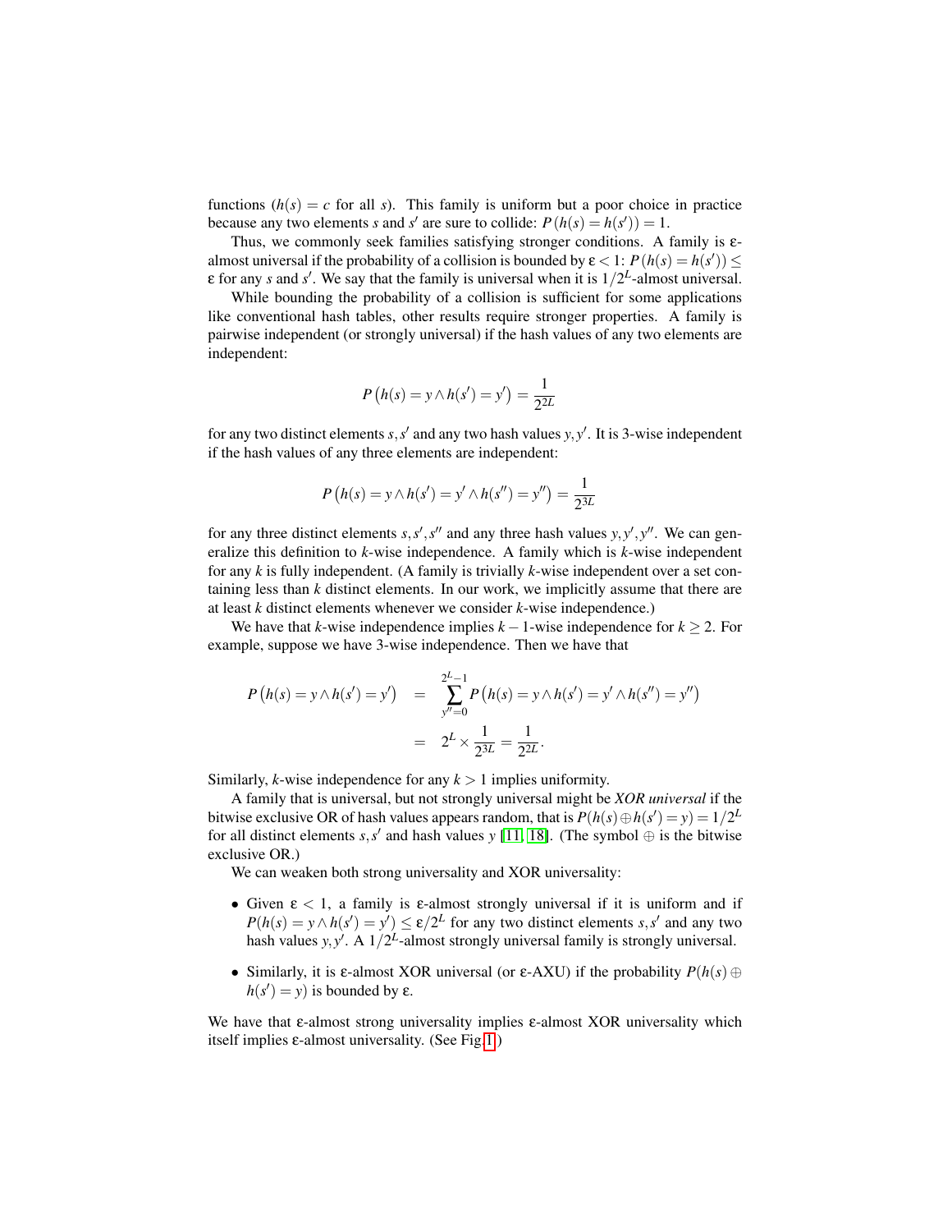functions ($h(s) = c$ for all $s$). This family is uniform but a poor choice in practice because any two elements $s$ and $s'$ are sure to collide: $P(h(s) = h(s')) = 1$.

Thus, we commonly seek families satisfying stronger conditions. A family is $\varepsilon$-almost universal if the probability of a collision is bounded by $\varepsilon < 1$: $P(h(s) = h(s')) \leq \varepsilon$ for any $s$ and $s'$. We say that the family is universal when it is $1/2^L$-almost universal.

While bounding the probability of a collision is sufficient for some applications like conventional hash tables, other results require stronger properties. A family is pairwise independent (or strongly universal) if the hash values of any two elements are independent:

$$P\left(h(s) = y \wedge h(s') = y'\right) = \frac{1}{2^{2L}}$$

for any two distinct elements $s, s'$ and any two hash values $y, y'$. It is 3-wise independent if the hash values of any three elements are independent:

$$P\left(h(s) = y \wedge h(s') = y' \wedge h(s'') = y''\right) = \frac{1}{2^{3L}}$$

for any three distinct elements $s, s', s''$ and any three hash values $y, y', y''$. We can generalize this definition to $k$-wise independence. A family which is $k$-wise independent for any $k$ is fully independent. (A family is trivially $k$-wise independent over a set containing less than $k$ distinct elements. In our work, we implicitly assume that there are at least $k$ distinct elements whenever we consider $k$-wise independence.)

We have that $k$-wise independence implies $k-1$-wise independence for $k \geq 2$. For example, suppose we have 3-wise independence. Then we have that

$$\begin{aligned} P\left(h(s) = y \wedge h(s') = y'\right) &= \sum_{y''=0}^{2^L-1} P\left(h(s) = y \wedge h(s') = y' \wedge h(s'') = y''\right) \\ &= 2^L \times \frac{1}{2^{3L}} = \frac{1}{2^{2L}}. \end{aligned}$$

Similarly, $k$-wise independence for any $k > 1$ implies uniformity.

A family that is universal, but not strongly universal might be ***XOR universal*** if the bitwise exclusive OR of hash values appears random, that is $P(h(s) \oplus h(s') = y) = 1/2^L$ for all distinct elements $s, s'$ and hash values $y$ [11, 18]. (The symbol $\oplus$ is the bitwise exclusive OR.)

We can weaken both strong universality and XOR universality:

- Given $\varepsilon < 1$, a family is $\varepsilon$-almost strongly universal if it is uniform and if $P(h(s) = y \wedge h(s') = y') \leq \varepsilon/2^L$ for any two distinct elements $s, s'$ and any two hash values $y, y'$. A $1/2^L$-almost strongly universal family is strongly universal.
- Similarly, it is $\varepsilon$-almost XOR universal (or $\varepsilon$-AXU) if the probability $P(h(s) \oplus h(s') = y)$ is bounded by $\varepsilon$.

We have that $\varepsilon$-almost strong universality implies $\varepsilon$-almost XOR universality which itself implies $\varepsilon$-almost universality. (See Fig. 1.)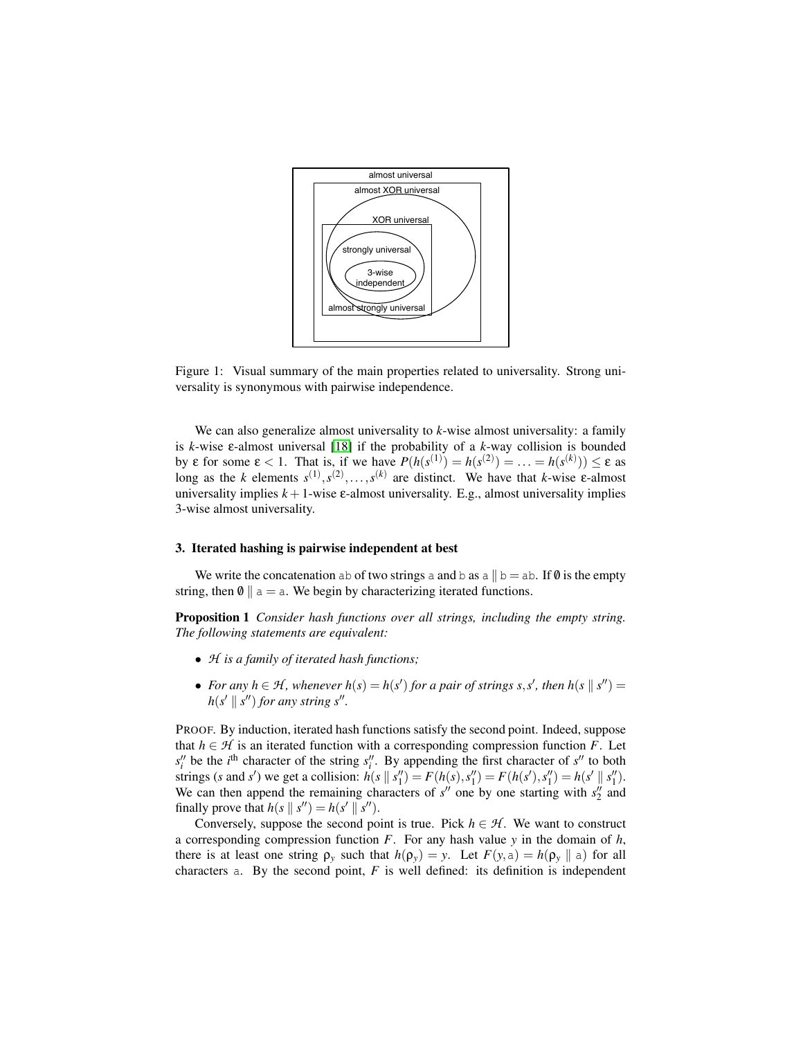Figure 1: Visual summary of the main properties related to universality. Strong universality is synonymous with pairwise independence.

We can also generalize almost universality to $k$-wise almost universality: a family is $k$-wise $\varepsilon$-almost universal [18] if the probability of a $k$-way collision is bounded by $\varepsilon$ for some $\varepsilon < 1$. That is, if we have $P(h(s^{(1)}) = h(s^{(2)}) = \ldots = h(s^{(k)})) \leq \varepsilon$ as long as the $k$ elements $s^{(1)}, s^{(2)}, \ldots, s^{(k)}$ are distinct. We have that $k$-wise $\varepsilon$-almost universality implies $k+1$-wise $\varepsilon$-almost universality. E.g., almost universality implies 3-wise almost universality.

## 3. Iterated hashing is pairwise independent at best

We write the concatenation ab of two strings a and b as $\mathtt{a} \parallel \mathtt{b} = \mathtt{ab}$. If $\emptyset$ is the empty string, then $\emptyset \parallel \mathtt{a} = \mathtt{a}$. We begin by characterizing iterated functions.

**Proposition 1** *Consider hash functions over all strings, including the empty string. The following statements are equivalent:*

- *$\mathcal{H}$ is a family of iterated hash functions;*
- *For any $h \in \mathcal{H}$, whenever $h(s) = h(s')$ for a pair of strings $s, s'$, then $h(s \parallel s'') = h(s' \parallel s'')$ for any string $s''$.*

PROOF. By induction, iterated hash functions satisfy the second point. Indeed, suppose that $h \in \mathcal{H}$ is an iterated function with a corresponding compression function $F$. Let $s''_i$ be the $i^{\text{th}}$ character of the string $s''_i$. By appending the first character of $s''$ to both strings ($s$ and $s'$) we get a collision: $h(s \parallel s''_1) = F(h(s), s''_1) = F(h(s'), s''_1) = h(s' \parallel s''_1)$. We can then append the remaining characters of $s''$ one by one starting with $s''_2$ and finally prove that $h(s \parallel s'') = h(s' \parallel s'')$.

Conversely, suppose the second point is true. Pick $h \in \mathcal{H}$. We want to construct a corresponding compression function $F$. For any hash value $y$ in the domain of $h$, there is at least one string $\rho_y$ such that $h(\rho_y) = y$. Let $F(y, \mathtt{a}) = h(\rho_y \parallel \mathtt{a})$ for all characters a. By the second point, $F$ is well defined: its definition is independent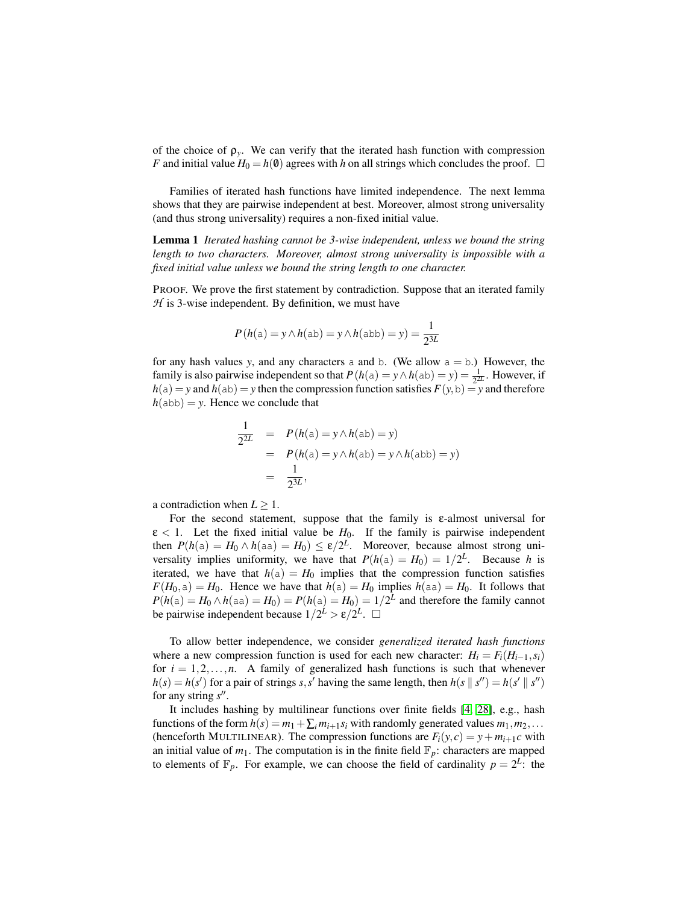of the choice of $\rho_y$. We can verify that the iterated hash function with compression $F$ and initial value $H_0 = h(\emptyset)$ agrees with $h$ on all strings which concludes the proof. □

Families of iterated hash functions have limited independence. The next lemma shows that they are pairwise independent at best. Moreover, almost strong universality (and thus strong universality) requires a non-fixed initial value.

**Lemma 1** *Iterated hashing cannot be 3-wise independent, unless we bound the string length to two characters. Moreover, almost strong universality is impossible with a fixed initial value unless we bound the string length to one character.*

PROOF. We prove the first statement by contradiction. Suppose that an iterated family $\mathcal{H}$ is 3-wise independent. By definition, we must have

$$P\left(h(\texttt{a}) = y \wedge h(\texttt{ab}) = y \wedge h(\texttt{abb}) = y\right) = \frac{1}{2^{3L}}$$

for any hash values $y$, and any characters a and b. (We allow a = b.) However, the family is also pairwise independent so that $P\left(h(\texttt{a}) = y \wedge h(\texttt{ab}) = y\right) = \frac{1}{2^{2L}}$. However, if $h(\texttt{a}) = y$ and $h(\texttt{ab}) = y$ then the compression function satisfies $F(y, \texttt{b}) = y$ and therefore $h(\texttt{abb}) = y$. Hence we conclude that

$$\begin{aligned}
\frac{1}{2^{2L}} &= P\left(h(\texttt{a}) = y \wedge h(\texttt{ab}) = y\right) \\
&= P\left(h(\texttt{a}) = y \wedge h(\texttt{ab}) = y \wedge h(\texttt{abb}) = y\right) \\
&= \frac{1}{2^{3L}},
\end{aligned}$$

a contradiction when $L \geq 1$.

For the second statement, suppose that the family is $\varepsilon$-almost universal for $\varepsilon < 1$. Let the fixed initial value be $H_0$. If the family is pairwise independent then $P(h(\texttt{a}) = H_0 \wedge h(\texttt{aa}) = H_0) \leq \varepsilon/2^L$. Moreover, because almost strong universality implies uniformity, we have that $P(h(\texttt{a}) = H_0) = 1/2^L$. Because $h$ is iterated, we have that $h(\texttt{a}) = H_0$ implies that the compression function satisfies $F(H_0, \texttt{a}) = H_0$. Hence we have that $h(\texttt{a}) = H_0$ implies $h(\texttt{aa}) = H_0$. It follows that $P(h(\texttt{a}) = H_0 \wedge h(\texttt{aa}) = H_0) = P(h(\texttt{a}) = H_0) = 1/2^L$ and therefore the family cannot be pairwise independent because $1/2^L > \varepsilon/2^L$. □

To allow better independence, we consider *generalized iterated hash functions* where a new compression function is used for each new character: $H_i = F_i(H_{i-1}, s_i)$ for $i = 1, 2, \ldots, n$. A family of generalized hash functions is such that whenever $h(s) = h(s')$ for a pair of strings $s, s'$ having the same length, then $h(s \parallel s'') = h(s' \parallel s'')$ for any string $s''$.

It includes hashing by multilinear functions over finite fields [4, 28], e.g., hash functions of the form $h(s) = m_1 + \sum_i m_{i+1} s_i$ with randomly generated values $m_1, m_2, \ldots$ (henceforth MULTILINEAR). The compression functions are $F_i(y, c) = y + m_{i+1} c$ with an initial value of $m_1$. The computation is in the finite field $\mathbb{F}_p$: characters are mapped to elements of $\mathbb{F}_p$. For example, we can choose the field of cardinality $p = 2^L$: the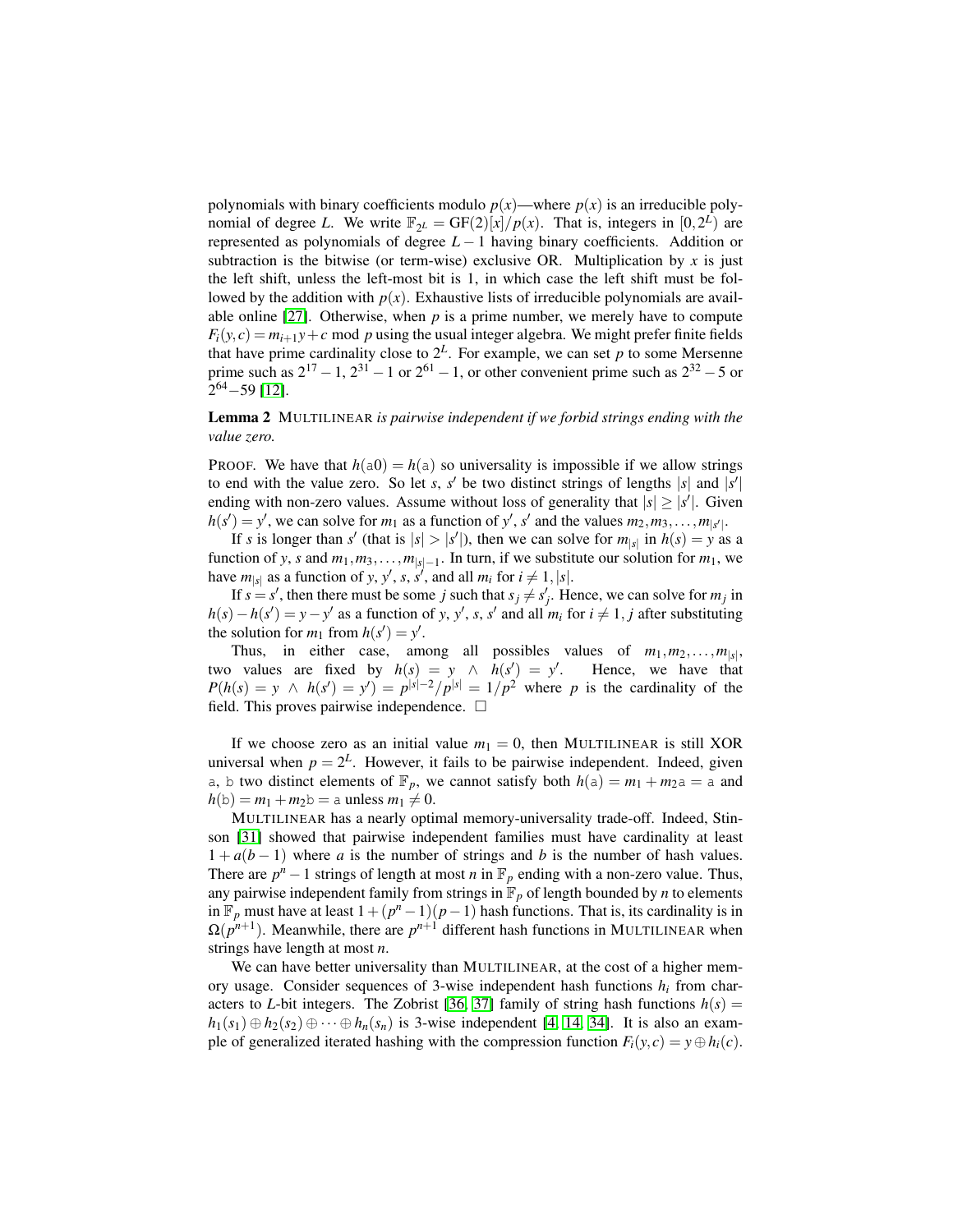polynomials with binary coefficients modulo $p(x)$—where $p(x)$ is an irreducible polynomial of degree $L$. We write $\mathbb{F}_{2^L} = \mathrm{GF}(2)[x]/p(x)$. That is, integers in $[0, 2^L)$ are represented as polynomials of degree $L-1$ having binary coefficients. Addition or subtraction is the bitwise (or term-wise) exclusive OR. Multiplication by $x$ is just the left shift, unless the left-most bit is 1, in which case the left shift must be followed by the addition with $p(x)$. Exhaustive lists of irreducible polynomials are available online [27]. Otherwise, when $p$ is a prime number, we merely have to compute $F_i(y,c) = m_{i+1}y + c \bmod p$ using the usual integer algebra. We might prefer finite fields that have prime cardinality close to $2^L$. For example, we can set $p$ to some Mersenne prime such as $2^{17}-1$, $2^{31}-1$ or $2^{61}-1$, or other convenient prime such as $2^{32}-5$ or $2^{64}-59$ [12].

**Lemma 2** *MULTILINEAR is pairwise independent if we forbid strings ending with the value zero.*

PROOF. We have that $h(\mathtt{a}0) = h(\mathtt{a})$ so universality is impossible if we allow strings to end with the value zero. So let $s$, $s'$ be two distinct strings of lengths $|s|$ and $|s'|$ ending with non-zero values. Assume without loss of generality that $|s| \geq |s'|$. Given $h(s') = y'$, we can solve for $m_1$ as a function of $y'$, $s'$ and the values $m_2, m_3, \ldots, m_{|s'|}$.

If $s$ is longer than $s'$ (that is $|s| > |s'|$), then we can solve for $m_{|s|}$ in $h(s) = y$ as a function of $y$, $s$ and $m_1, m_3, \ldots, m_{|s|-1}$. In turn, if we substitute our solution for $m_1$, we have $m_{|s|}$ as a function of $y$, $y'$, $s$, $s'$, and all $m_i$ for $i \neq 1, |s|$.

If $s = s'$, then there must be some $j$ such that $s_j \neq s'_j$. Hence, we can solve for $m_j$ in $h(s) - h(s') = y - y'$ as a function of $y$, $y'$, $s$, $s'$ and all $m_i$ for $i \neq 1, j$ after substituting the solution for $m_1$ from $h(s') = y'$.

Thus, in either case, among all possibles values of $m_1, m_2, \ldots, m_{|s|}$, two values are fixed by $h(s) = y \;\wedge\; h(s') = y'$. Hence, we have that $P(h(s) = y \;\wedge\; h(s') = y') = p^{|s|-2}/p^{|s|} = 1/p^2$ where $p$ is the cardinality of the field. This proves pairwise independence. $\square$

If we choose zero as an initial value $m_1 = 0$, then MULTILINEAR is still XOR universal when $p = 2^L$. However, it fails to be pairwise independent. Indeed, given $\mathtt{a}$, $\mathtt{b}$ two distinct elements of $\mathbb{F}_p$, we cannot satisfy both $h(\mathtt{a}) = m_1 + m_2\mathtt{a} = \mathtt{a}$ and $h(\mathtt{b}) = m_1 + m_2\mathtt{b} = \mathtt{a}$ unless $m_1 \neq 0$.

MULTILINEAR has a nearly optimal memory-universality trade-off. Indeed, Stinson [31] showed that pairwise independent families must have cardinality at least $1 + a(b-1)$ where $a$ is the number of strings and $b$ is the number of hash values. There are $p^n - 1$ strings of length at most $n$ in $\mathbb{F}_p$ ending with a non-zero value. Thus, any pairwise independent family from strings in $\mathbb{F}_p$ of length bounded by $n$ to elements in $\mathbb{F}_p$ must have at least $1 + (p^n - 1)(p-1)$ hash functions. That is, its cardinality is in $\Omega(p^{n+1})$. Meanwhile, there are $p^{n+1}$ different hash functions in MULTILINEAR when strings have length at most $n$.

We can have better universality than MULTILINEAR, at the cost of a higher memory usage. Consider sequences of 3-wise independent hash functions $h_i$ from characters to $L$-bit integers. The Zobrist [36, 37] family of string hash functions $h(s) = h_1(s_1) \oplus h_2(s_2) \oplus \cdots \oplus h_n(s_n)$ is 3-wise independent [4, 14, 34]. It is also an example of generalized iterated hashing with the compression function $F_i(y,c) = y \oplus h_i(c)$.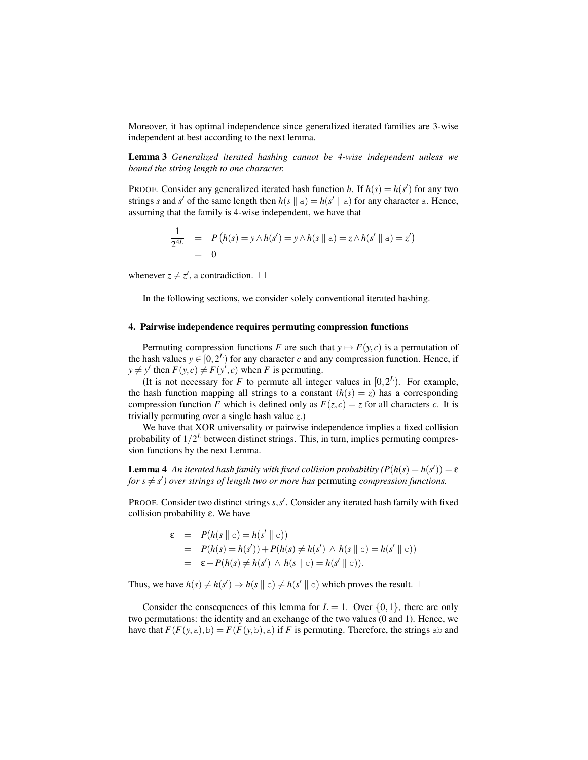Moreover, it has optimal independence since generalized iterated families are 3-wise independent at best according to the next lemma.

**Lemma 3** *Generalized iterated hashing cannot be 4-wise independent unless we bound the string length to one character.*

PROOF. Consider any generalized iterated hash function $h$. If $h(s) = h(s')$ for any two strings $s$ and $s'$ of the same length then $h(s \parallel \mathtt{a}) = h(s' \parallel \mathtt{a})$ for any character $\mathtt{a}$. Hence, assuming that the family is 4-wise independent, we have that

$$
\begin{aligned}
\frac{1}{2^{4L}} &= P\left(h(s) = y \wedge h(s') = y \wedge h(s \parallel \mathtt{a}) = z \wedge h(s' \parallel \mathtt{a}) = z'\right) \\
&= 0
\end{aligned}
$$

whenever $z \neq z'$, a contradiction. $\square$

In the following sections, we consider solely conventional iterated hashing.

## 4. Pairwise independence requires permuting compression functions

Permuting compression functions $F$ are such that $y \mapsto F(y,c)$ is a permutation of the hash values $y \in [0, 2^L)$ for any character $c$ and any compression function. Hence, if $y \neq y'$ then $F(y,c) \neq F(y',c)$ when $F$ is permuting.

(It is not necessary for $F$ to permute all integer values in $[0, 2^L)$. For example, the hash function mapping all strings to a constant ($h(s) = z$) has a corresponding compression function $F$ which is defined only as $F(z,c) = z$ for all characters $c$. It is trivially permuting over a single hash value $z$.)

We have that XOR universality or pairwise independence implies a fixed collision probability of $1/2^L$ between distinct strings. This, in turn, implies permuting compression functions by the next Lemma.

**Lemma 4** *An iterated hash family with fixed collision probability ($P(h(s) = h(s')) = \varepsilon$ for $s \neq s'$) over strings of length two or more has* permuting *compression functions.*

PROOF. Consider two distinct strings $s, s'$. Consider any iterated hash family with fixed collision probability $\varepsilon$. We have

$$
\begin{aligned}
\varepsilon &= P(h(s \parallel \mathtt{c}) = h(s' \parallel \mathtt{c})) \\
&= P(h(s) = h(s')) + P(h(s) \neq h(s') \ \wedge \ h(s \parallel \mathtt{c}) = h(s' \parallel \mathtt{c})) \\
&= \varepsilon + P(h(s) \neq h(s') \ \wedge \ h(s \parallel \mathtt{c}) = h(s' \parallel \mathtt{c})).
\end{aligned}
$$

Thus, we have $h(s) \neq h(s') \Rightarrow h(s \parallel \mathtt{c}) \neq h(s' \parallel \mathtt{c})$ which proves the result. $\square$

Consider the consequences of this lemma for $L = 1$. Over $\{0,1\}$, there are only two permutations: the identity and an exchange of the two values (0 and 1). Hence, we have that $F(F(y,\mathtt{a}),\mathtt{b}) = F(F(y,\mathtt{b}),\mathtt{a})$ if $F$ is permuting. Therefore, the strings ab and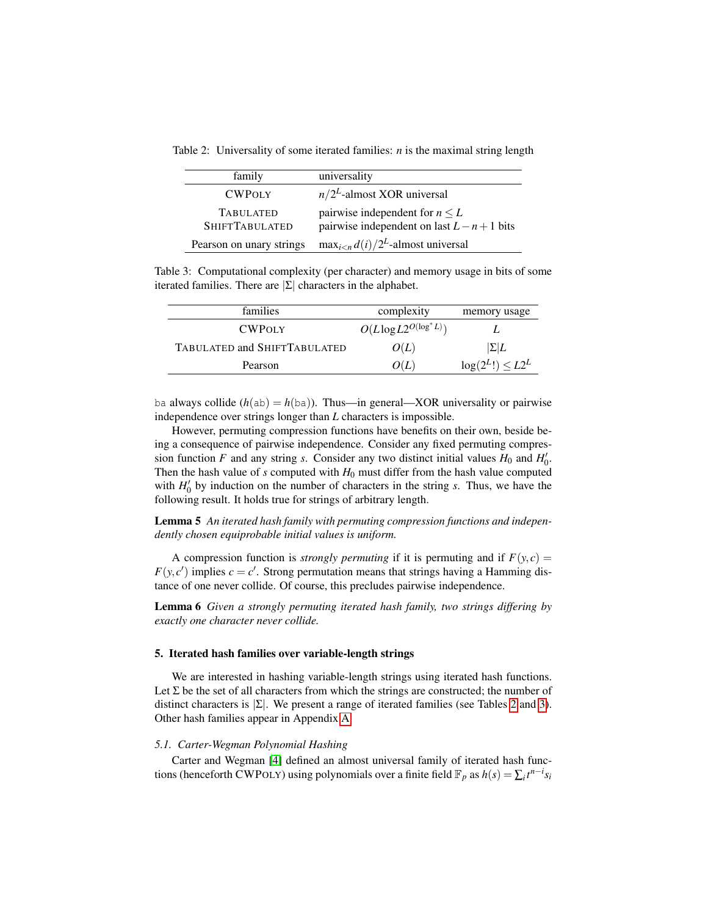Table 2: Universality of some iterated families: $n$ is the maximal string length

| family | universality |
|---|---|
| CWPOLY | $n/2^L$-almost XOR universal |
| TABULATED | pairwise independent for $n \leq L$ |
| SHIFTTABULATED | pairwise independent on last $L-n+1$ bits |
| Pearson on unary strings | $\max_{i<n} d(i)/2^L$-almost universal |

Table 3: Computational complexity (per character) and memory usage in bits of some iterated families. There are $|\Sigma|$ characters in the alphabet.

| families | complexity | memory usage |
|---|---|---|
| CWPOLY | $O(L \log L 2^{O(\log^* L)})$ | $L$ |
| TABULATED and SHIFTTABULATED | $O(L)$ | $\vert\Sigma\vert L$ |
| Pearson | $O(L)$ | $\log(2^L!) \leq L2^L$ |

ba always collide ($h(\text{ab}) = h(\text{ba})$). Thus—in general—XOR universality or pairwise independence over strings longer than $L$ characters is impossible.

However, permuting compression functions have benefits on their own, beside being a consequence of pairwise independence. Consider any fixed permuting compression function $F$ and any string $s$. Consider any two distinct initial values $H_0$ and $H_0'$. Then the hash value of $s$ computed with $H_0$ must differ from the hash value computed with $H_0'$ by induction on the number of characters in the string $s$. Thus, we have the following result. It holds true for strings of arbitrary length.

**Lemma 5** *An iterated hash family with permuting compression functions and independently chosen equiprobable initial values is uniform.*

A compression function is *strongly permuting* if it is permuting and if $F(y,c) = F(y,c')$ implies $c = c'$. Strong permutation means that strings having a Hamming distance of one never collide. Of course, this precludes pairwise independence.

**Lemma 6** *Given a strongly permuting iterated hash family, two strings differing by exactly one character never collide.*

## 5. Iterated hash families over variable-length strings

We are interested in hashing variable-length strings using iterated hash functions. Let $\Sigma$ be the set of all characters from which the strings are constructed; the number of distinct characters is $|\Sigma|$. We present a range of iterated families (see Tables 2 and 3). Other hash families appear in Appendix A.

### 5.1. Carter-Wegman Polynomial Hashing

Carter and Wegman [4] defined an almost universal family of iterated hash functions (henceforth CWPOLY) using polynomials over a finite field $\mathbb{F}_p$ as $h(s) = \sum_i t^{n-i} s_i$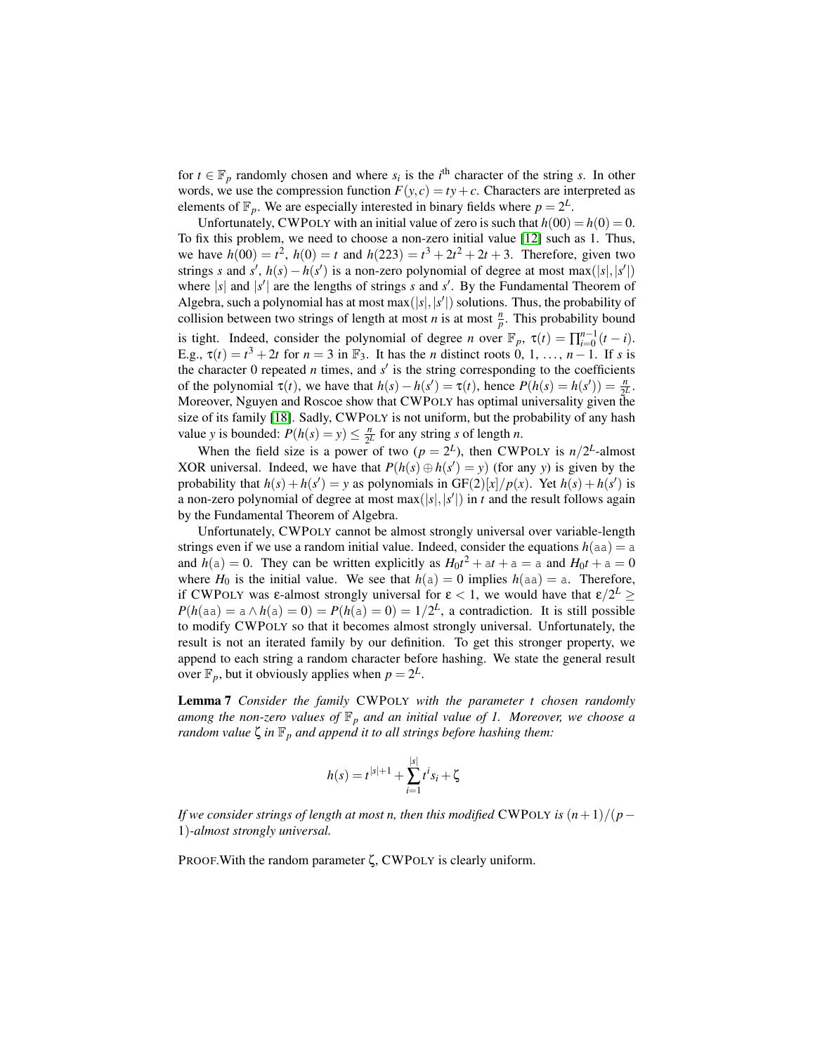for $t \in \mathbb{F}_p$ randomly chosen and where $s_i$ is the $i^{\text{th}}$ character of the string $s$. In other words, we use the compression function $F(y,c) = ty + c$. Characters are interpreted as elements of $\mathbb{F}_p$. We are especially interested in binary fields where $p = 2^L$.

Unfortunately, CWPOLY with an initial value of zero is such that $h(00) = h(0) = 0$. To fix this problem, we need to choose a non-zero initial value [12] such as 1. Thus, we have $h(00) = t^2$, $h(0) = t$ and $h(223) = t^3 + 2t^2 + 2t + 3$. Therefore, given two strings $s$ and $s'$, $h(s) - h(s')$ is a non-zero polynomial of degree at most $\max(|s|, |s'|)$ where $|s|$ and $|s'|$ are the lengths of strings $s$ and $s'$. By the Fundamental Theorem of Algebra, such a polynomial has at most $\max(|s|, |s'|)$ solutions. Thus, the probability of collision between two strings of length at most $n$ is at most $\frac{n}{p}$. This probability bound is tight. Indeed, consider the polynomial of degree $n$ over $\mathbb{F}_p$, $\tau(t) = \prod_{i=0}^{n-1}(t-i)$. E.g., $\tau(t) = t^3 + 2t$ for $n = 3$ in $\mathbb{F}_3$. It has the $n$ distinct roots $0, 1, \ldots, n-1$. If $s$ is the character 0 repeated $n$ times, and $s'$ is the string corresponding to the coefficients of the polynomial $\tau(t)$, we have that $h(s) - h(s') = \tau(t)$, hence $P(h(s) = h(s')) = \frac{n}{2^L}$. Moreover, Nguyen and Roscoe show that CWPOLY has optimal universality given the size of its family [18]. Sadly, CWPOLY is not uniform, but the probability of any hash value $y$ is bounded: $P(h(s) = y) \leq \frac{n}{2^L}$ for any string $s$ of length $n$.

When the field size is a power of two ($p = 2^L$), then CWPOLY is $n/2^L$-almost XOR universal. Indeed, we have that $P(h(s) \oplus h(s') = y)$ (for any $y$) is given by the probability that $h(s) + h(s') = y$ as polynomials in $\mathrm{GF}(2)[x]/p(x)$. Yet $h(s) + h(s')$ is a non-zero polynomial of degree at most $\max(|s|, |s'|)$ in $t$ and the result follows again by the Fundamental Theorem of Algebra.

Unfortunately, CWPOLY cannot be almost strongly universal over variable-length strings even if we use a random initial value. Indeed, consider the equations $h(\mathtt{aa}) = \mathtt{a}$ and $h(\mathtt{a}) = 0$. They can be written explicitly as $H_0 t^2 + \mathtt{a}t + \mathtt{a} = \mathtt{a}$ and $H_0 t + \mathtt{a} = 0$ where $H_0$ is the initial value. We see that $h(\mathtt{a}) = 0$ implies $h(\mathtt{aa}) = \mathtt{a}$. Therefore, if CWPOLY was $\varepsilon$-almost strongly universal for $\varepsilon < 1$, we would have that $\varepsilon/2^L \geq P(h(\mathtt{aa}) = \mathtt{a} \wedge h(\mathtt{a}) = 0) = P(h(\mathtt{a}) = 0) = 1/2^L$, a contradiction. It is still possible to modify CWPOLY so that it becomes almost strongly universal. Unfortunately, the result is not an iterated family by our definition. To get this stronger property, we append to each string a random character before hashing. We state the general result over $\mathbb{F}_p$, but it obviously applies when $p = 2^L$.

**Lemma 7** *Consider the family* CWPOLY *with the parameter $t$ chosen randomly among the non-zero values of $\mathbb{F}_p$ and an initial value of 1. Moreover, we choose a random value $\zeta$ in $\mathbb{F}_p$ and append it to all strings before hashing them:*

$$h(s) = t^{|s|+1} + \sum_{i=1}^{|s|} t^i s_i + \zeta$$

*If we consider strings of length at most n, then this modified* CWPOLY *is $(n+1)/(p-1)$-almost strongly universal.*

PROOF.With the random parameter $\zeta$, CWPOLY is clearly uniform.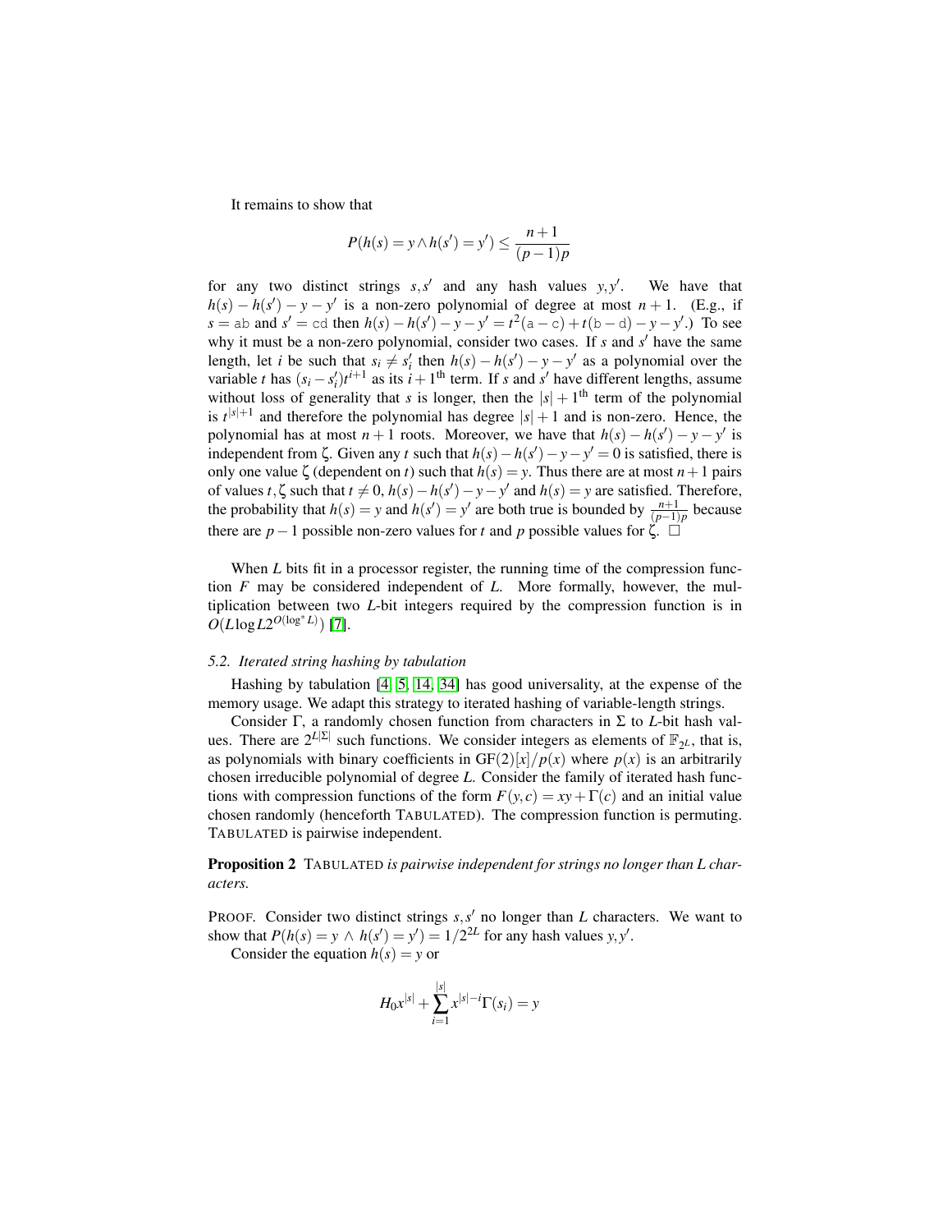It remains to show that

$$P(h(s) = y \wedge h(s') = y') \leq \frac{n+1}{(p-1)p}$$

for any two distinct strings $s, s'$ and any hash values $y, y'$. We have that $h(s) - h(s') - y - y'$ is a non-zero polynomial of degree at most $n+1$. (E.g., if $s = \texttt{ab}$ and $s' = \texttt{cd}$ then $h(s) - h(s') - y - y' = t^2(\texttt{a} - \texttt{c}) + t(\texttt{b} - \texttt{d}) - y - y'$.) To see why it must be a non-zero polynomial, consider two cases. If $s$ and $s'$ have the same length, let $i$ be such that $s_i \neq s'_i$ then $h(s) - h(s') - y - y'$ as a polynomial over the variable $t$ has $(s_i - s'_i)t^{i+1}$ as its $i+1^{\text{th}}$ term. If $s$ and $s'$ have different lengths, assume without loss of generality that $s$ is longer, then the $|s|+1^{\text{th}}$ term of the polynomial is $t^{|s|+1}$ and therefore the polynomial has degree $|s|+1$ and is non-zero. Hence, the polynomial has at most $n+1$ roots. Moreover, we have that $h(s) - h(s') - y - y'$ is independent from $\zeta$. Given any $t$ such that $h(s) - h(s') - y - y' = 0$ is satisfied, there is only one value $\zeta$ (dependent on $t$) such that $h(s) = y$. Thus there are at most $n+1$ pairs of values $t, \zeta$ such that $t \neq 0$, $h(s) - h(s') - y - y'$ and $h(s) = y$ are satisfied. Therefore, the probability that $h(s) = y$ and $h(s') = y'$ are both true is bounded by $\frac{n+1}{(p-1)p}$ because there are $p-1$ possible non-zero values for $t$ and $p$ possible values for $\zeta$. □

When $L$ bits fit in a processor register, the running time of the compression function $F$ may be considered independent of $L$. More formally, however, the multiplication between two $L$-bit integers required by the compression function is in $O(L \log L 2^{O(\log^* L)})$ [7].

### 5.2. *Iterated string hashing by tabulation*

Hashing by tabulation [4, 5, 14, 34] has good universality, at the expense of the memory usage. We adapt this strategy to iterated hashing of variable-length strings.

Consider $\Gamma$, a randomly chosen function from characters in $\Sigma$ to $L$-bit hash values. There are $2^{L|\Sigma|}$ such functions. We consider integers as elements of $\mathbb{F}_{2^L}$, that is, as polynomials with binary coefficients in $\mathrm{GF}(2)[x]/p(x)$ where $p(x)$ is an arbitrarily chosen irreducible polynomial of degree $L$. Consider the family of iterated hash functions with compression functions of the form $F(y, c) = xy + \Gamma(c)$ and an initial value chosen randomly (henceforth TABULATED). The compression function is permuting. TABULATED is pairwise independent.

**Proposition 2** *TABULATED is pairwise independent for strings no longer than L characters.*

PROOF. Consider two distinct strings $s, s'$ no longer than $L$ characters. We want to show that $P(h(s) = y \wedge h(s') = y') = 1/2^{2L}$ for any hash values $y, y'$.

Consider the equation $h(s) = y$ or

$$H_0 x^{|s|} + \sum_{i=1}^{|s|} x^{|s|-i} \Gamma(s_i) = y$$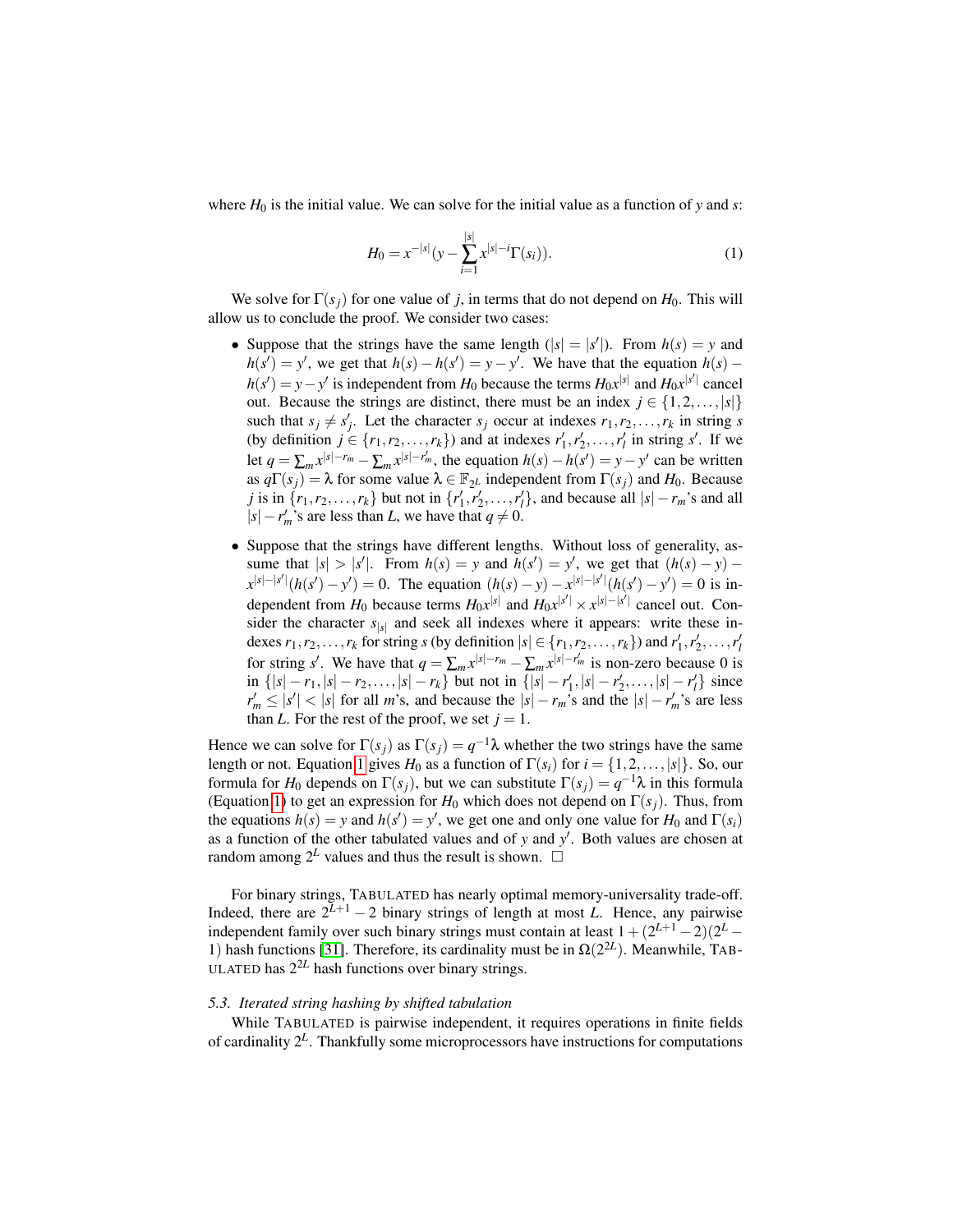where $H_0$ is the initial value. We can solve for the initial value as a function of $y$ and $s$:

$$H_0 = x^{-|s|}(y - \sum_{i=1}^{|s|} x^{|s|-i}\Gamma(s_i)). \tag{1}$$

We solve for $\Gamma(s_j)$ for one value of $j$, in terms that do not depend on $H_0$. This will allow us to conclude the proof. We consider two cases:

- Suppose that the strings have the same length ($|s| = |s'|$). From $h(s) = y$ and $h(s') = y'$, we get that $h(s) - h(s') = y - y'$. We have that the equation $h(s) - h(s') = y - y'$ is independent from $H_0$ because the terms $H_0 x^{|s|}$ and $H_0 x^{|s'|}$ cancel out. Because the strings are distinct, there must be an index $j \in \{1, 2, \ldots, |s|\}$ such that $s_j \neq s'_j$. Let the character $s_j$ occur at indexes $r_1, r_2, \ldots, r_k$ in string $s$ (by definition $j \in \{r_1, r_2, \ldots, r_k\}$) and at indexes $r'_1, r'_2, \ldots, r'_l$ in string $s'$. If we let $q = \sum_m x^{|s|-r_m} - \sum_m x^{|s|-r'_m}$, the equation $h(s) - h(s') = y - y'$ can be written as $q\Gamma(s_j) = \lambda$ for some value $\lambda \in \mathbb{F}_{2^L}$ independent from $\Gamma(s_j)$ and $H_0$. Because $j$ is in $\{r_1, r_2, \ldots, r_k\}$ but not in $\{r'_1, r'_2, \ldots, r'_l\}$, and because all $|s| - r_m$'s and all $|s| - r'_m$'s are less than $L$, we have that $q \neq 0$.
- Suppose that the strings have different lengths. Without loss of generality, assume that $|s| > |s'|$. From $h(s) = y$ and $h(s') = y'$, we get that $(h(s) - y) - x^{|s|-|s'|}(h(s') - y') = 0$. The equation $(h(s) - y) - x^{|s|-|s'|}(h(s') - y') = 0$ is independent from $H_0$ because terms $H_0 x^{|s|}$ and $H_0 x^{|s'|} \times x^{|s|-|s'|}$ cancel out. Consider the character $s_{|s|}$ and seek all indexes where it appears: write these indexes $r_1, r_2, \ldots, r_k$ for string $s$ (by definition $|s| \in \{r_1, r_2, \ldots, r_k\}$) and $r'_1, r'_2, \ldots, r'_l$ for string $s'$. We have that $q = \sum_m x^{|s|-r_m} - \sum_m x^{|s|-r'_m}$ is non-zero because 0 is in $\{|s| - r_1, |s| - r_2, \ldots, |s| - r_k\}$ but not in $\{|s| - r'_1, |s| - r'_2, \ldots, |s| - r'_l\}$ since $r'_m \leq |s'| < |s|$ for all $m$'s, and because the $|s| - r_m$'s and the $|s| - r'_m$'s are less than $L$. For the rest of the proof, we set $j = 1$.

Hence we can solve for $\Gamma(s_j)$ as $\Gamma(s_j) = q^{-1}\lambda$ whether the two strings have the same length or not. Equation 1 gives $H_0$ as a function of $\Gamma(s_i)$ for $i = \{1, 2, \ldots, |s|\}$. So, our formula for $H_0$ depends on $\Gamma(s_j)$, but we can substitute $\Gamma(s_j) = q^{-1}\lambda$ in this formula (Equation 1) to get an expression for $H_0$ which does not depend on $\Gamma(s_j)$. Thus, from the equations $h(s) = y$ and $h(s') = y'$, we get one and only one value for $H_0$ and $\Gamma(s_i)$ as a function of the other tabulated values and of $y$ and $y'$. Both values are chosen at random among $2^L$ values and thus the result is shown. □

For binary strings, TABULATED has nearly optimal memory-universality trade-off. Indeed, there are $2^{L+1} - 2$ binary strings of length at most $L$. Hence, any pairwise independent family over such binary strings must contain at least $1 + (2^{L+1} - 2)(2^L - 1)$ hash functions [31]. Therefore, its cardinality must be in $\Omega(2^{2L})$. Meanwhile, TABULATED has $2^{2L}$ hash functions over binary strings.

### *5.3. Iterated string hashing by shifted tabulation*

While TABULATED is pairwise independent, it requires operations in finite fields of cardinality $2^L$. Thankfully some microprocessors have instructions for computations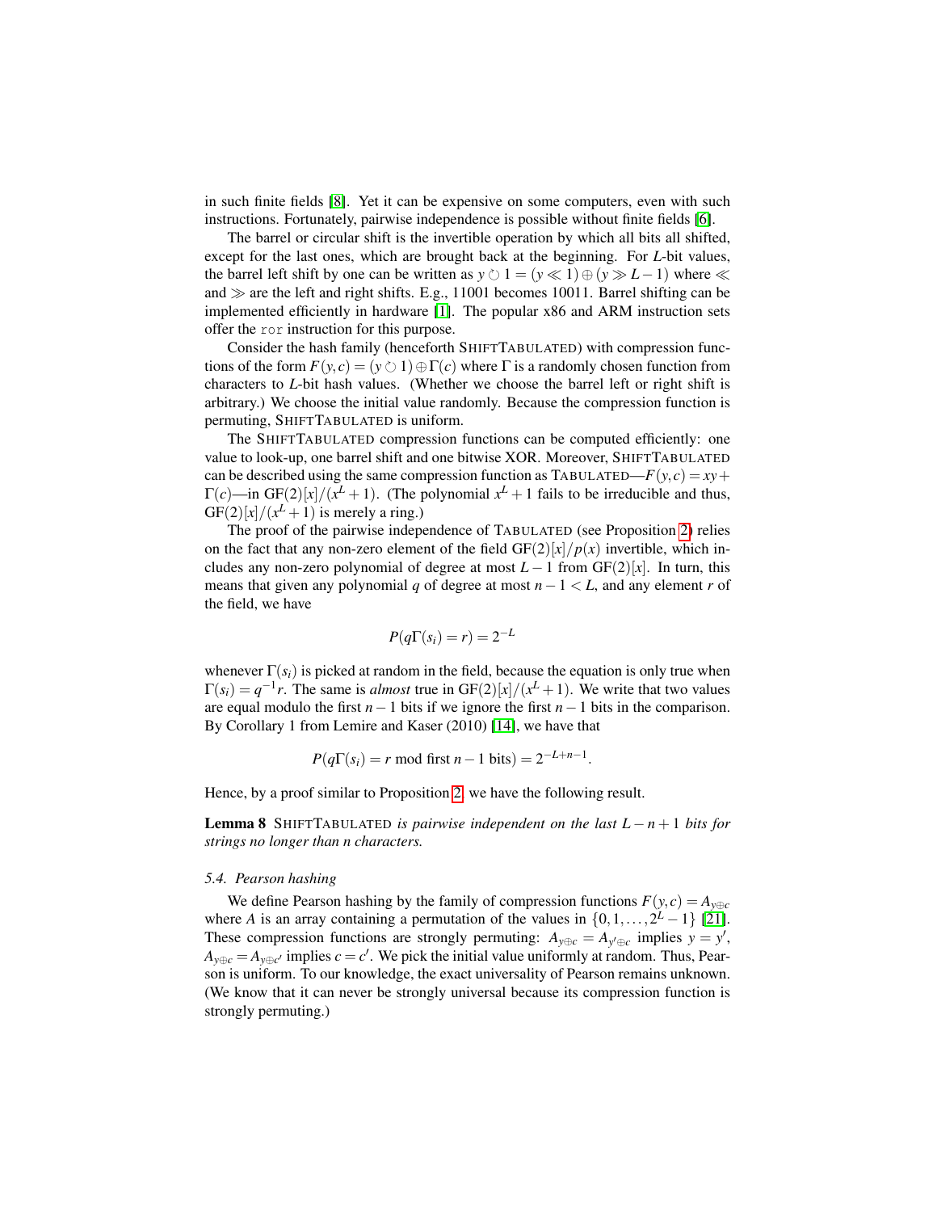in such finite fields [8]. Yet it can be expensive on some computers, even with such instructions. Fortunately, pairwise independence is possible without finite fields [6].

The barrel or circular shift is the invertible operation by which all bits all shifted, except for the last ones, which are brought back at the beginning. For $L$-bit values, the barrel left shift by one can be written as $y \circlearrowleft 1 = (y \ll 1) \oplus (y \gg L-1)$ where $\ll$ and $\gg$ are the left and right shifts. E.g., 11001 becomes 10011. Barrel shifting can be implemented efficiently in hardware [1]. The popular x86 and ARM instruction sets offer the `ror` instruction for this purpose.

Consider the hash family (henceforth SHIFTTABULATED) with compression functions of the form $F(y,c) = (y \circlearrowleft 1) \oplus \Gamma(c)$ where $\Gamma$ is a randomly chosen function from characters to $L$-bit hash values. (Whether we choose the barrel left or right shift is arbitrary.) We choose the initial value randomly. Because the compression function is permuting, SHIFTTABULATED is uniform.

The SHIFTTABULATED compression functions can be computed efficiently: one value to look-up, one barrel shift and one bitwise XOR. Moreover, SHIFTTABULATED can be described using the same compression function as TABULATED—$F(y,c) = xy + \Gamma(c)$—in $\mathrm{GF}(2)[x]/(x^L+1)$. (The polynomial $x^L+1$ fails to be irreducible and thus, $\mathrm{GF}(2)[x]/(x^L+1)$ is merely a ring.)

The proof of the pairwise independence of TABULATED (see Proposition 2) relies on the fact that any non-zero element of the field $\mathrm{GF}(2)[x]/p(x)$ invertible, which includes any non-zero polynomial of degree at most $L-1$ from $\mathrm{GF}(2)[x]$. In turn, this means that given any polynomial $q$ of degree at most $n-1 < L$, and any element $r$ of the field, we have

$$P(q\Gamma(s_i) = r) = 2^{-L}$$

whenever $\Gamma(s_i)$ is picked at random in the field, because the equation is only true when $\Gamma(s_i) = q^{-1}r$. The same is *almost* true in $\mathrm{GF}(2)[x]/(x^L+1)$. We write that two values are equal modulo the first $n-1$ bits if we ignore the first $n-1$ bits in the comparison. By Corollary 1 from Lemire and Kaser (2010) [14], we have that

$$P(q\Gamma(s_i) = r \bmod \text{first } n-1 \text{ bits}) = 2^{-L+n-1}.$$

Hence, by a proof similar to Proposition 2, we have the following result.

**Lemma 8** SHIFTTABULATED *is pairwise independent on the last $L-n+1$ bits for strings no longer than n characters.*

### 5.4. Pearson hashing

We define Pearson hashing by the family of compression functions $F(y,c) = A_{y \oplus c}$ where $A$ is an array containing a permutation of the values in $\{0,1,\ldots,2^L-1\}$ [21]. These compression functions are strongly permuting: $A_{y \oplus c} = A_{y' \oplus c}$ implies $y = y'$, $A_{y \oplus c} = A_{y \oplus c'}$ implies $c = c'$. We pick the initial value uniformly at random. Thus, Pearson is uniform. To our knowledge, the exact universality of Pearson remains unknown. (We know that it can never be strongly universal because its compression function is strongly permuting.)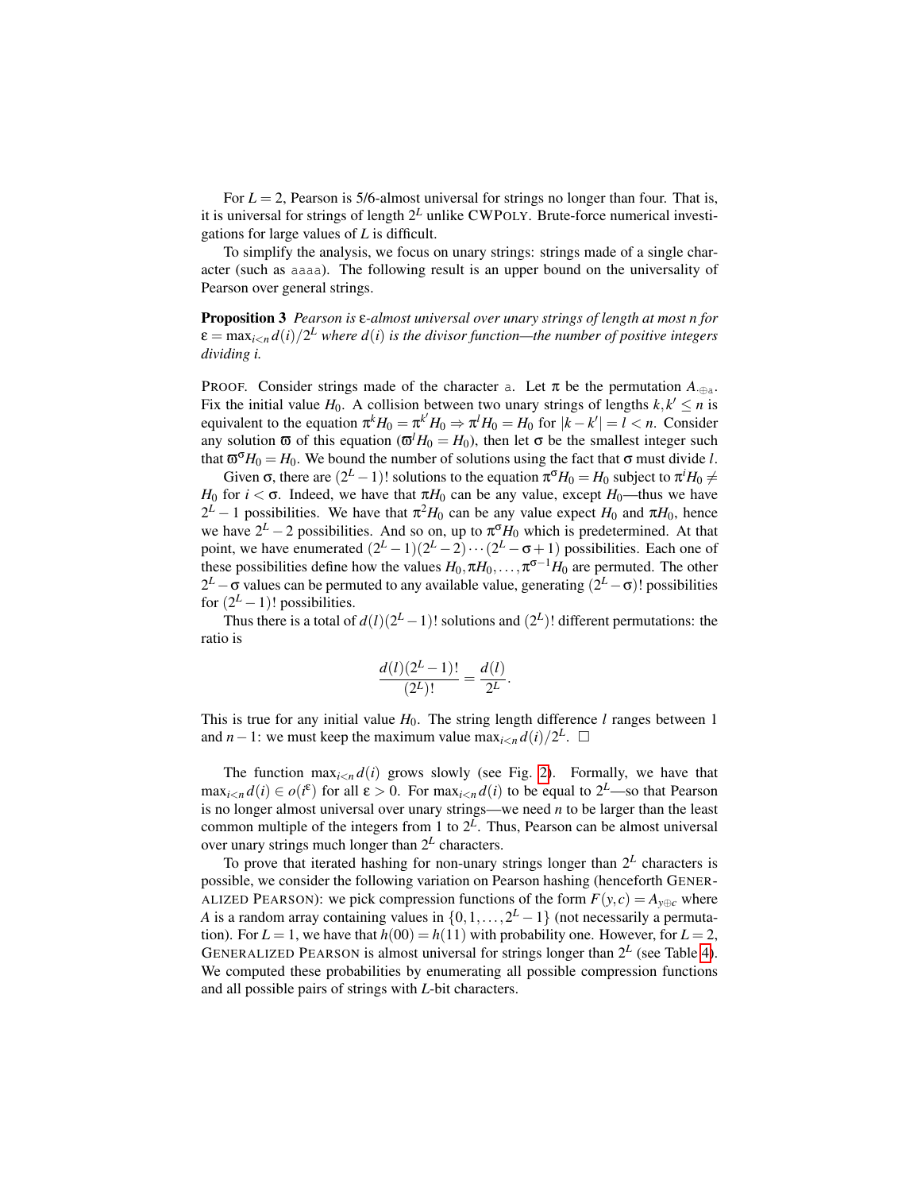For $L = 2$, Pearson is 5/6-almost universal for strings no longer than four. That is, it is universal for strings of length $2^L$ unlike CWPOLY. Brute-force numerical investigations for large values of $L$ is difficult.

To simplify the analysis, we focus on unary strings: strings made of a single character (such as aaaa). The following result is an upper bound on the universality of Pearson over general strings.

**Proposition 3** *Pearson is $\varepsilon$-almost universal over unary strings of length at most $n$ for $\varepsilon = \max_{i<n} d(i)/2^L$ where $d(i)$ is the divisor function—the number of positive integers dividing $i$.*

PROOF. Consider strings made of the character a. Let $\pi$ be the permutation $A_{\cdot \oplus \mathtt{a}}$. Fix the initial value $H_0$. A collision between two unary strings of lengths $k, k' \leq n$ is equivalent to the equation $\pi^k H_0 = \pi^{k'} H_0 \Rightarrow \pi^l H_0 = H_0$ for $|k - k'| = l < n$. Consider any solution $\varpi$ of this equation ($\varpi^l H_0 = H_0$), then let $\sigma$ be the smallest integer such that $\varpi^\sigma H_0 = H_0$. We bound the number of solutions using the fact that $\sigma$ must divide $l$.

Given $\sigma$, there are $(2^L - 1)!$ solutions to the equation $\pi^\sigma H_0 = H_0$ subject to $\pi^i H_0 \neq H_0$ for $i < \sigma$. Indeed, we have that $\pi H_0$ can be any value, except $H_0$—thus we have $2^L - 1$ possibilities. We have that $\pi^2 H_0$ can be any value expect $H_0$ and $\pi H_0$, hence we have $2^L - 2$ possibilities. And so on, up to $\pi^\sigma H_0$ which is predetermined. At that point, we have enumerated $(2^L - 1)(2^L - 2) \cdots (2^L - \sigma + 1)$ possibilities. Each one of these possibilities define how the values $H_0, \pi H_0, \ldots, \pi^{\sigma-1} H_0$ are permuted. The other $2^L - \sigma$ values can be permuted to any available value, generating $(2^L - \sigma)!$ possibilities for $(2^L - 1)!$ possibilities.

Thus there is a total of $d(l)(2^L - 1)!$ solutions and $(2^L)!$ different permutations: the ratio is

$$\frac{d(l)(2^L - 1)!}{(2^L)!} = \frac{d(l)}{2^L}.$$

This is true for any initial value $H_0$. The string length difference $l$ ranges between 1 and $n - 1$: we must keep the maximum value $\max_{i<n} d(i)/2^L$. $\square$

The function $\max_{i<n} d(i)$ grows slowly (see Fig. 2). Formally, we have that $\max_{i<n} d(i) \in o(i^\varepsilon)$ for all $\varepsilon > 0$. For $\max_{i<n} d(i)$ to be equal to $2^L$—so that Pearson is no longer almost universal over unary strings—we need $n$ to be larger than the least common multiple of the integers from 1 to $2^L$. Thus, Pearson can be almost universal over unary strings much longer than $2^L$ characters.

To prove that iterated hashing for non-unary strings longer than $2^L$ characters is possible, we consider the following variation on Pearson hashing (henceforth GENERALIZED PEARSON): we pick compression functions of the form $F(y, c) = A_{y \oplus c}$ where $A$ is a random array containing values in $\{0, 1, \ldots, 2^L - 1\}$ (not necessarily a permutation). For $L = 1$, we have that $h(00) = h(11)$ with probability one. However, for $L = 2$, GENERALIZED PEARSON is almost universal for strings longer than $2^L$ (see Table 4). We computed these probabilities by enumerating all possible compression functions and all possible pairs of strings with $L$-bit characters.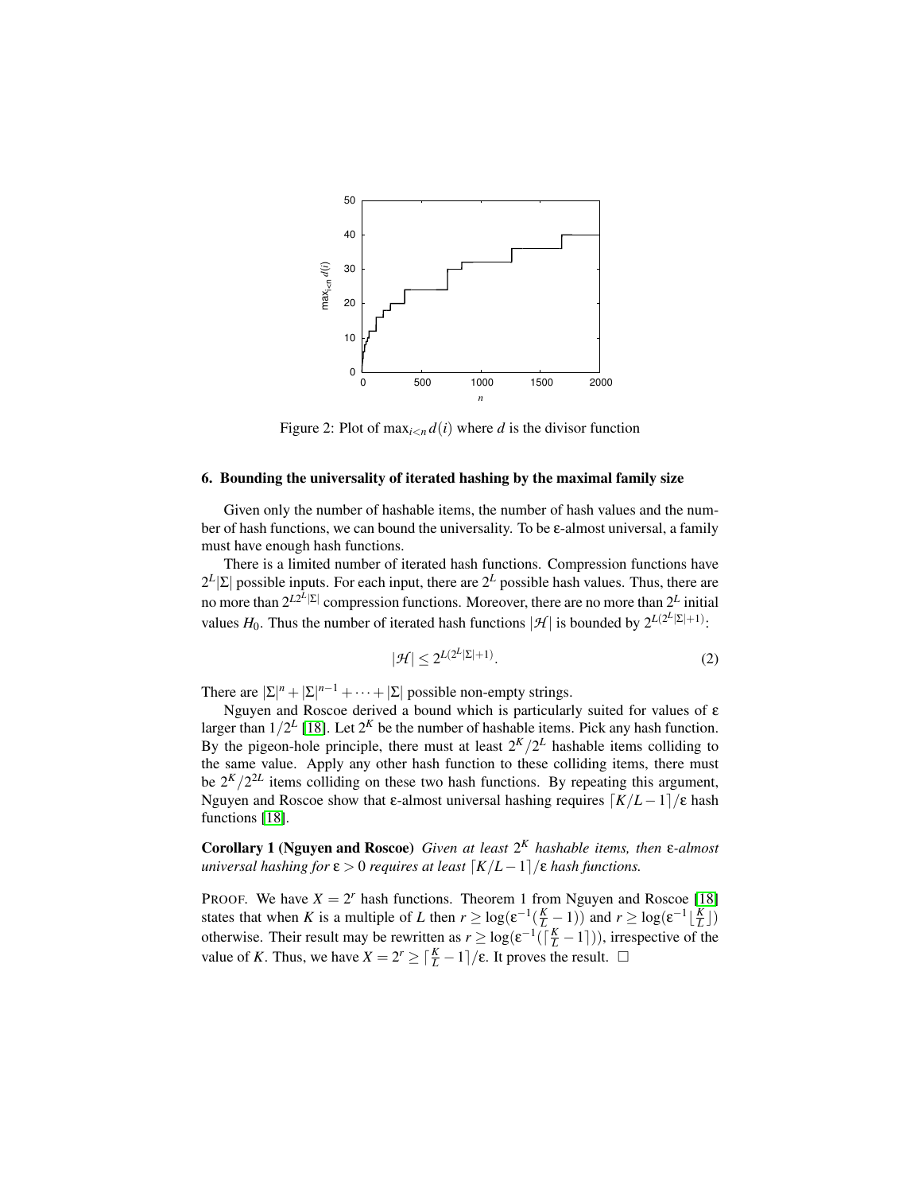Figure 2: Plot of $\max_{i<n} d(i)$ where $d$ is the divisor function

## 6. Bounding the universality of iterated hashing by the maximal family size

Given only the number of hashable items, the number of hash values and the number of hash functions, we can bound the universality. To be $\varepsilon$-almost universal, a family must have enough hash functions.

There is a limited number of iterated hash functions. Compression functions have $2^L|\Sigma|$ possible inputs. For each input, there are $2^L$ possible hash values. Thus, there are no more than $2^{L2^L|\Sigma|}$ compression functions. Moreover, there are no more than $2^L$ initial values $H_0$. Thus the number of iterated hash functions $|\mathcal{H}|$ is bounded by $2^{L(2^L|\Sigma|+1)}$:

$$|\mathcal{H}| \leq 2^{L(2^L|\Sigma|+1)}. \tag{2}$$

There are $|\Sigma|^n + |\Sigma|^{n-1} + \cdots + |\Sigma|$ possible non-empty strings.

Nguyen and Roscoe derived a bound which is particularly suited for values of $\varepsilon$ larger than $1/2^L$ [18]. Let $2^K$ be the number of hashable items. Pick any hash function. By the pigeon-hole principle, there must at least $2^K/2^L$ hashable items colliding to the same value. Apply any other hash function to these colliding items, there must be $2^K/2^{2L}$ items colliding on these two hash functions. By repeating this argument, Nguyen and Roscoe show that $\varepsilon$-almost universal hashing requires $\lceil K/L - 1 \rceil/\varepsilon$ hash functions [18].

**Corollary 1 (Nguyen and Roscoe)** *Given at least $2^K$ hashable items, then $\varepsilon$-almost universal hashing for $\varepsilon > 0$ requires at least $\lceil K/L - 1 \rceil/\varepsilon$ hash functions.*

PROOF. We have $X = 2^r$ hash functions. Theorem 1 from Nguyen and Roscoe [18] states that when $K$ is a multiple of $L$ then $r \geq \log(\varepsilon^{-1}(\frac{K}{L} - 1))$ and $r \geq \log(\varepsilon^{-1}\lfloor \frac{K}{L} \rfloor)$ otherwise. Their result may be rewritten as $r \geq \log(\varepsilon^{-1}(\lceil \frac{K}{L} - 1 \rceil))$, irrespective of the value of $K$. Thus, we have $X = 2^r \geq \lceil \frac{K}{L} - 1 \rceil/\varepsilon$. It proves the result. $\square$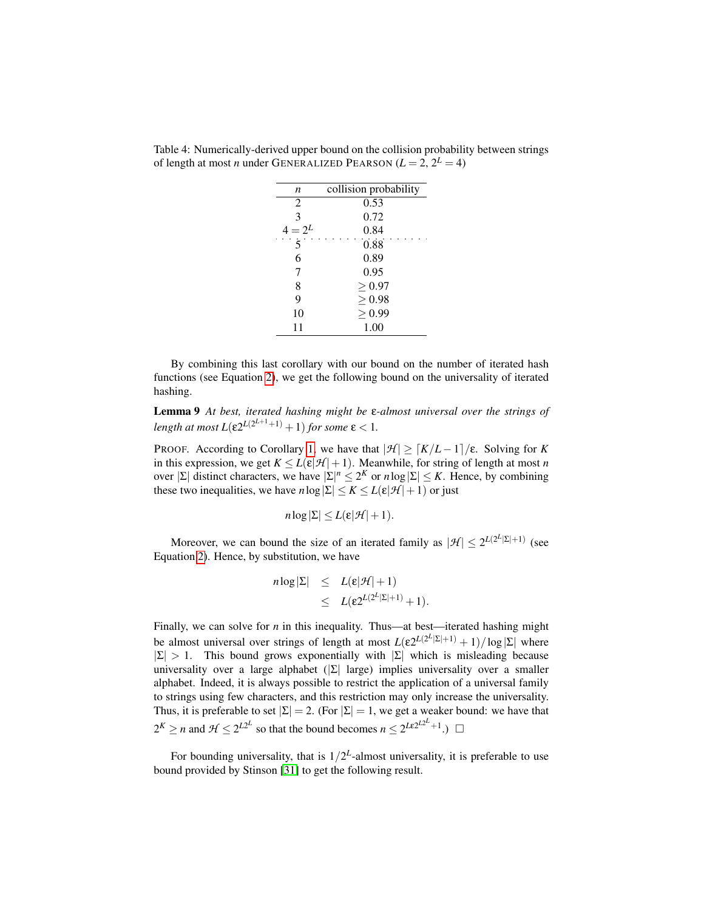Table 4: Numerically-derived upper bound on the collision probability between strings of length at most $n$ under GENERALIZED PEARSON ($L = 2$, $2^L = 4$)

| $n$ | collision probability |
|---|---|
| 2 | 0.53 |
| 3 | 0.72 |
| $4 = 2^L$ | 0.84 |
| 5 | 0.88 |
| 6 | 0.89 |
| 7 | 0.95 |
| 8 | $\geq 0.97$ |
| 9 | $\geq 0.98$ |
| 10 | $\geq 0.99$ |
| 11 | 1.00 |

By combining this last corollary with our bound on the number of iterated hash functions (see Equation 2), we get the following bound on the universality of iterated hashing.

**Lemma 9** *At best, iterated hashing might be* $\varepsilon$*-almost universal over the strings of length at most* $L(\varepsilon 2^{L(2^{L+1}+1)} + 1)$ *for some* $\varepsilon < 1$.

PROOF. According to Corollary 1, we have that $|\mathcal{H}| \geq \lceil K/L - 1 \rceil / \varepsilon$. Solving for $K$ in this expression, we get $K \leq L(\varepsilon|\mathcal{H}| + 1)$. Meanwhile, for string of length at most $n$ over $|\Sigma|$ distinct characters, we have $|\Sigma|^n \leq 2^K$ or $n \log |\Sigma| \leq K$. Hence, by combining these two inequalities, we have $n \log |\Sigma| \leq K \leq L(\varepsilon|\mathcal{H}| + 1)$ or just

$$n \log |\Sigma| \leq L(\varepsilon|\mathcal{H}| + 1).$$

Moreover, we can bound the size of an iterated family as $|\mathcal{H}| \leq 2^{L(2^L|\Sigma|+1)}$ (see Equation 2). Hence, by substitution, we have

$$\begin{aligned} n \log |\Sigma| &\leq L(\varepsilon|\mathcal{H}| + 1) \\ &\leq L(\varepsilon 2^{L(2^L|\Sigma|+1)} + 1). \end{aligned}$$

Finally, we can solve for $n$ in this inequality. Thus—at best—iterated hashing might be almost universal over strings of length at most $L(\varepsilon 2^{L(2^L|\Sigma|+1)} + 1)/\log |\Sigma|$ where $|\Sigma| > 1$. This bound grows exponentially with $|\Sigma|$ which is misleading because universality over a large alphabet ($|\Sigma|$ large) implies universality over a smaller alphabet. Indeed, it is always possible to restrict the application of a universal family to strings using few characters, and this restriction may only increase the universality. Thus, it is preferable to set $|\Sigma| = 2$. (For $|\Sigma| = 1$, we get a weaker bound: we have that $2^K \geq n$ and $\mathcal{H} \leq 2^{L2^L}$ so that the bound becomes $n \leq 2^{L\varepsilon 2^{L2^L}+1}$.) $\square$

For bounding universality, that is $1/2^L$-almost universality, it is preferable to use bound provided by Stinson [31] to get the following result.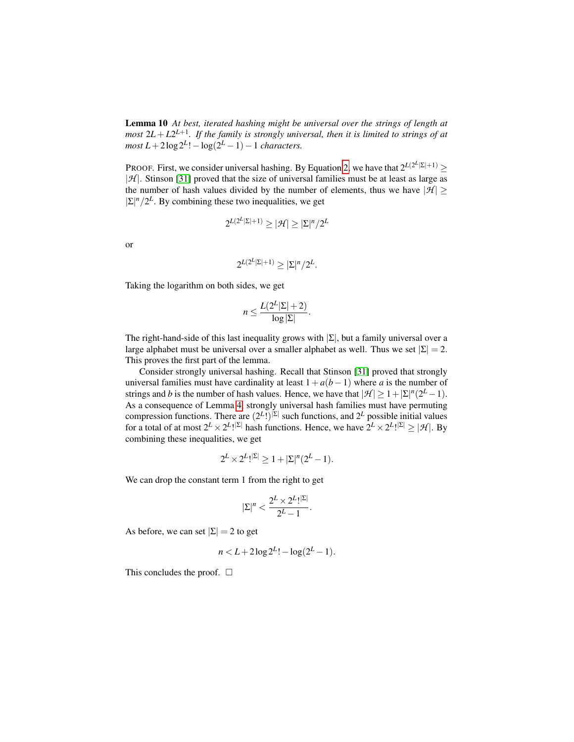**Lemma 10** *At best, iterated hashing might be universal over the strings of length at most $2L + L2^{L+1}$. If the family is strongly universal, then it is limited to strings of at most $L + 2\log 2^L! - \log(2^L - 1) - 1$ characters.*

PROOF. First, we consider universal hashing. By Equation 2, we have that $2^{L(2^L|\Sigma|+1)} \geq |\mathcal{H}|$. Stinson [31] proved that the size of universal families must be at least as large as the number of hash values divided by the number of elements, thus we have $|\mathcal{H}| \geq |\Sigma|^n/2^L$. By combining these two inequalities, we get

$$2^{L(2^L|\Sigma|+1)} \geq |\mathcal{H}| \geq |\Sigma|^n/2^L$$

or

$$2^{L(2^L|\Sigma|+1)} \geq |\Sigma|^n/2^L.$$

Taking the logarithm on both sides, we get

$$n \leq \frac{L(2^L|\Sigma|+2)}{\log|\Sigma|}.$$

The right-hand-side of this last inequality grows with $|\Sigma|$, but a family universal over a large alphabet must be universal over a smaller alphabet as well. Thus we set $|\Sigma| = 2$. This proves the first part of the lemma.

Consider strongly universal hashing. Recall that Stinson [31] proved that strongly universal families must have cardinality at least $1 + a(b-1)$ where $a$ is the number of strings and $b$ is the number of hash values. Hence, we have that $|\mathcal{H}| \geq 1 + |\Sigma|^n(2^L - 1)$. As a consequence of Lemma 4, strongly universal hash families must have permuting compression functions. There are $(2^L!)^{|\Sigma|}$ such functions, and $2^L$ possible initial values for a total of at most $2^L \times 2^L!^{|\Sigma|}$ hash functions. Hence, we have $2^L \times 2^L!^{|\Sigma|} \geq |\mathcal{H}|$. By combining these inequalities, we get

$$2^L \times 2^L!^{|\Sigma|} \geq 1 + |\Sigma|^n(2^L - 1).$$

We can drop the constant term 1 from the right to get

$$|\Sigma|^n < \frac{2^L \times 2^L!^{|\Sigma|}}{2^L - 1}.$$

As before, we can set $|\Sigma| = 2$ to get

$$n < L + 2\log 2^L! - \log(2^L - 1).$$

This concludes the proof. □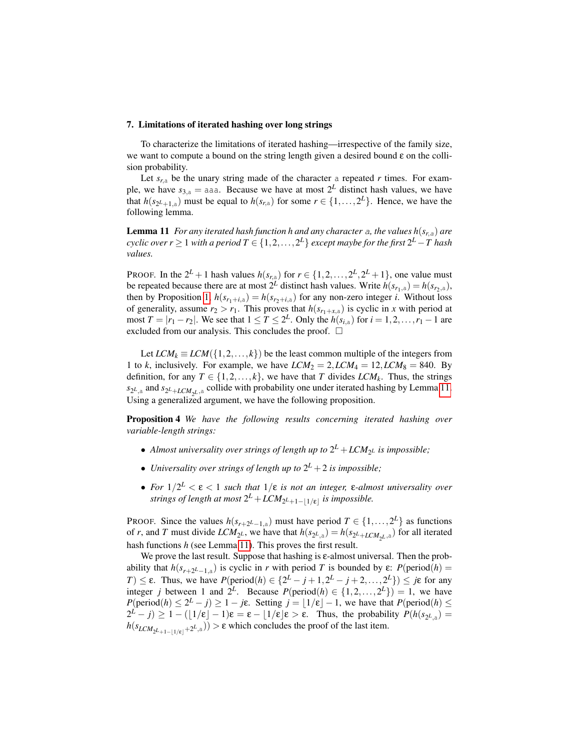## 7. Limitations of iterated hashing over long strings

To characterize the limitations of iterated hashing—irrespective of the family size, we want to compute a bound on the string length given a desired bound $\varepsilon$ on the collision probability.

Let $s_{r,\mathtt{a}}$ be the unary string made of the character `a` repeated $r$ times. For example, we have $s_{3,\mathtt{a}} = \mathtt{aaa}$. Because we have at most $2^L$ distinct hash values, we have that $h(s_{2^L+1,\mathtt{a}})$ must be equal to $h(s_{r,\mathtt{a}})$ for some $r \in \{1,\ldots,2^L\}$. Hence, we have the following lemma.

**Lemma 11** *For any iterated hash function $h$ and any character `a`, the values $h(s_{r,a})$ are cyclic over $r \geq 1$ with a period $T \in \{1,2,\ldots,2^L\}$ except maybe for the first $2^L - T$ hash values.*

PROOF. In the $2^L + 1$ hash values $h(s_{r,\mathtt{a}})$ for $r \in \{1,2,\ldots,2^L,2^L+1\}$, one value must be repeated because there are at most $2^L$ distinct hash values. Write $h(s_{r_1,\mathtt{a}}) = h(s_{r_2,\mathtt{a}})$, then by Proposition 1, $h(s_{r_1+i,\mathtt{a}}) = h(s_{r_2+i,\mathtt{a}})$ for any non-zero integer $i$. Without loss of generality, assume $r_2 > r_1$. This proves that $h(s_{r_1+x,\mathtt{a}})$ is cyclic in $x$ with period at most $T = |r_1 - r_2|$. We see that $1 \leq T \leq 2^L$. Only the $h(s_{i,\mathtt{a}})$ for $i = 1,2,\ldots,r_1 - 1$ are excluded from our analysis. This concludes the proof. $\square$

Let $LCM_k \equiv LCM(\{1,2,\ldots,k\})$ be the least common multiple of the integers from 1 to $k$, inclusively. For example, we have $LCM_2 = 2, LCM_4 = 12, LCM_8 = 840$. By definition, for any $T \in \{1,2,\ldots,k\}$, we have that $T$ divides $LCM_k$. Thus, the strings $s_{2^L,\mathtt{a}}$ and $s_{2^L+LCM_{2^L},\mathtt{a}}$ collide with probability one under iterated hashing by Lemma 11. Using a generalized argument, we have the following proposition.

**Proposition 4** *We have the following results concerning iterated hashing over variable-length strings:*

- *Almost universality over strings of length up to $2^L + LCM_{2^L}$ is impossible;*
- *Universality over strings of length up to $2^L + 2$ is impossible;*
- *For $1/2^L < \varepsilon < 1$ such that $1/\varepsilon$ is not an integer, $\varepsilon$-almost universality over strings of length at most $2^L + LCM_{2^L+1-\lfloor 1/\varepsilon \rfloor}$ is impossible.*

PROOF. Since the values $h(s_{r+2^L-1,\mathtt{a}})$ must have period $T \in \{1,\ldots,2^L\}$ as functions of $r$, and $T$ must divide $LCM_{2^L}$, we have that $h(s_{2^L,\mathtt{a}}) = h(s_{2^L+LCM_{2^L},\mathtt{a}})$ for all iterated hash functions $h$ (see Lemma 11). This proves the first result.

We prove the last result. Suppose that hashing is $\varepsilon$-almost universal. Then the probability that $h(s_{r+2^L-1,\mathtt{a}})$ is cyclic in $r$ with period $T$ is bounded by $\varepsilon$: $P(\text{period}(h) = T) \leq \varepsilon$. Thus, we have $P(\text{period}(h) \in \{2^L - j + 1, 2^L - j + 2, \ldots, 2^L\}) \leq j\varepsilon$ for any integer $j$ between 1 and $2^L$. Because $P(\text{period}(h) \in \{1,2,\ldots,2^L\}) = 1$, we have $P(\text{period}(h) \leq 2^L - j) \geq 1 - j\varepsilon$. Setting $j = \lfloor 1/\varepsilon \rfloor - 1$, we have that $P(\text{period}(h) \leq 2^L - j) \geq 1 - (\lfloor 1/\varepsilon \rfloor - 1)\varepsilon = \varepsilon - \lfloor 1/\varepsilon \rfloor \varepsilon > \varepsilon$. Thus, the probability $P(h(s_{2^L,\mathtt{a}}) = h(s_{LCM_{2^L+1-\lfloor 1/\varepsilon \rfloor}+2^L,\mathtt{a}})) > \varepsilon$ which concludes the proof of the last item.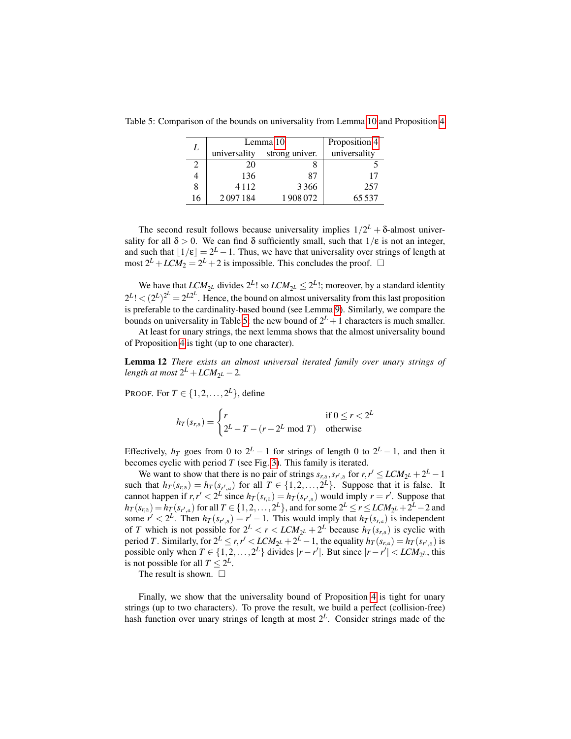Table 5: Comparison of the bounds on universality from Lemma 10 and Proposition 4

| $L$ | Lemma 10 | | Proposition 4 |
|---|---|---|---|
| | universality | strong univer. | universality |
| 2 | 20 | 8 | 5 |
| 4 | 136 | 87 | 17 |
| 8 | 4 112 | 3 366 | 257 |
| 16 | 2 097 184 | 1 908 072 | 65 537 |

The second result follows because universality implies $1/2^L + \delta$-almost universality for all $\delta > 0$. We can find $\delta$ sufficiently small, such that $1/\varepsilon$ is not an integer, and such that $\lfloor 1/\varepsilon \rfloor = 2^L - 1$. Thus, we have that universality over strings of length at most $2^L + LCM_2 = 2^L + 2$ is impossible. This concludes the proof. $\square$

We have that $LCM_{2^L}$ divides $2^L!$ so $LCM_{2^L} \leq 2^L!$; moreover, by a standard identity $2^L! < (2^L)^{2^L} = 2^{L2^L}$. Hence, the bound on almost universality from this last proposition is preferable to the cardinality-based bound (see Lemma 9). Similarly, we compare the bounds on universality in Table 5: the new bound of $2^L + 1$ characters is much smaller.

At least for unary strings, the next lemma shows that the almost universality bound of Proposition 4 is tight (up to one character).

**Lemma 12** *There exists an almost universal iterated family over unary strings of length at most $2^L + LCM_{2^L} - 2$.*

PROOF. For $T \in \{1, 2, \ldots, 2^L\}$, define

$$h_T(s_{r,\mathrm{a}}) = \begin{cases} r & \text{if } 0 \leq r < 2^L \\ 2^L - T - (r - 2^L \bmod T) & \text{otherwise} \end{cases}$$

Effectively, $h_T$ goes from 0 to $2^L - 1$ for strings of length 0 to $2^L - 1$, and then it becomes cyclic with period $T$ (see Fig. 3). This family is iterated.

We want to show that there is no pair of strings $s_{r,\mathrm{a}}, s_{r',\mathrm{a}}$ for $r, r' \leq LCM_{2^L} + 2^L - 1$ such that $h_T(s_{r,\mathrm{a}}) = h_T(s_{r',\mathrm{a}})$ for all $T \in \{1, 2, \ldots, 2^L\}$. Suppose that it is false. It cannot happen if $r, r' < 2^L$ since $h_T(s_{r,\mathrm{a}}) = h_T(s_{r',\mathrm{a}})$ would imply $r = r'$. Suppose that $h_T(s_{r,\mathrm{a}}) = h_T(s_{r',\mathrm{a}})$ for all $T \in \{1, 2, \ldots, 2^L\}$, and for some $2^L \leq r \leq LCM_{2^L} + 2^L - 2$ and some $r' < 2^L$. Then $h_T(s_{r',\mathrm{a}}) = r' - 1$. This would imply that $h_T(s_{r,\mathrm{a}})$ is independent of $T$ which is not possible for $2^L < r < LCM_{2^L} + 2^L$ because $h_T(s_{r,\mathrm{a}})$ is cyclic with period $T$. Similarly, for $2^L \leq r, r' < LCM_{2^L} + 2^L - 1$, the equality $h_T(s_{r,\mathrm{a}}) = h_T(s_{r',\mathrm{a}})$ is possible only when $T \in \{1, 2, \ldots, 2^L\}$ divides $|r - r'|$. But since $|r - r'| < LCM_{2^L}$, this is not possible for all $T \leq 2^L$.

The result is shown. $\square$

Finally, we show that the universality bound of Proposition 4 is tight for unary strings (up to two characters). To prove the result, we build a perfect (collision-free) hash function over unary strings of length at most $2^L$. Consider strings made of the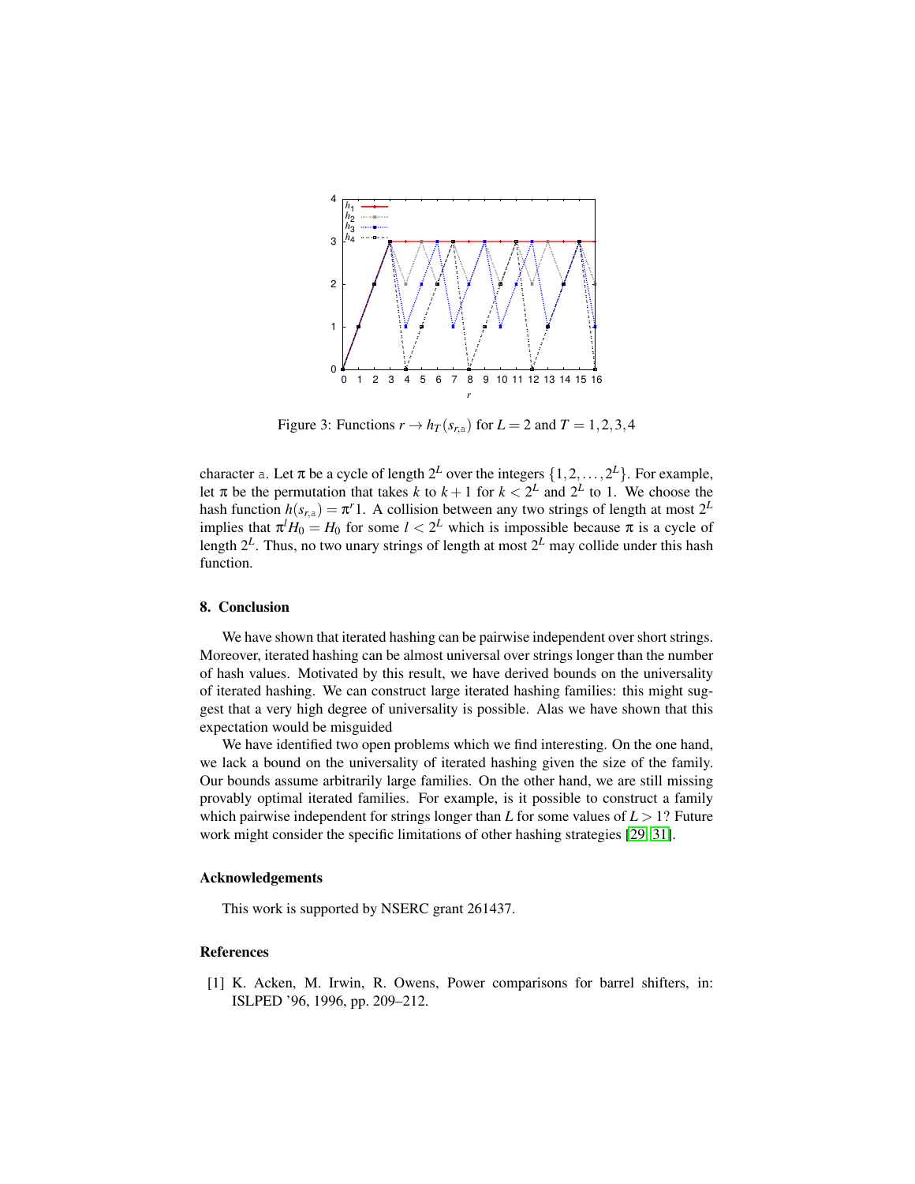Figure 3: Functions $r \to h_T(s_{r,\mathtt{a}})$ for $L = 2$ and $T = 1, 2, 3, 4$

character a. Let $\pi$ be a cycle of length $2^L$ over the integers $\{1, 2, \ldots, 2^L\}$. For example, let $\pi$ be the permutation that takes $k$ to $k+1$ for $k < 2^L$ and $2^L$ to 1. We choose the hash function $h(s_{r,\mathtt{a}}) = \pi^r 1$. A collision between any two strings of length at most $2^L$ implies that $\pi^l H_0 = H_0$ for some $l < 2^L$ which is impossible because $\pi$ is a cycle of length $2^L$. Thus, no two unary strings of length at most $2^L$ may collide under this hash function.

## 8. Conclusion

We have shown that iterated hashing can be pairwise independent over short strings. Moreover, iterated hashing can be almost universal over strings longer than the number of hash values. Motivated by this result, we have derived bounds on the universality of iterated hashing. We can construct large iterated hashing families: this might suggest that a very high degree of universality is possible. Alas we have shown that this expectation would be misguided

We have identified two open problems which we find interesting. On the one hand, we lack a bound on the universality of iterated hashing given the size of the family. Our bounds assume arbitrarily large families. On the other hand, we are still missing provably optimal iterated families. For example, is it possible to construct a family which pairwise independent for strings longer than $L$ for some values of $L > 1$? Future work might consider the specific limitations of other hashing strategies [29, 31].

### Acknowledgements

This work is supported by NSERC grant 261437.

### References

[1] K. Acken, M. Irwin, R. Owens, Power comparisons for barrel shifters, in: ISLPED '96, 1996, pp. 209–212.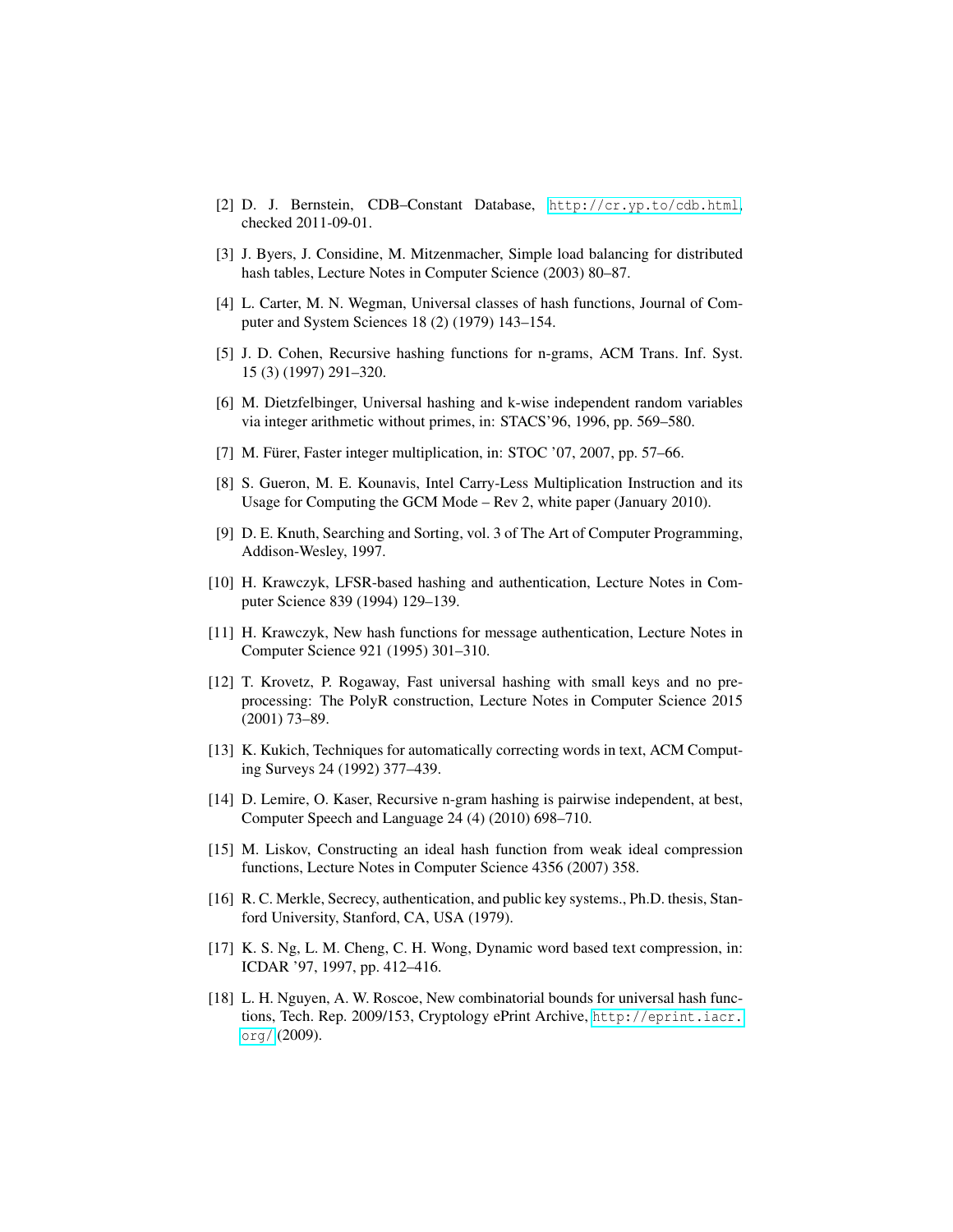[2] D. J. Bernstein, CDB–Constant Database, http://cr.yp.to/cdb.html, checked 2011-09-01.

[3] J. Byers, J. Considine, M. Mitzenmacher, Simple load balancing for distributed hash tables, Lecture Notes in Computer Science (2003) 80–87.

[4] L. Carter, M. N. Wegman, Universal classes of hash functions, Journal of Computer and System Sciences 18 (2) (1979) 143–154.

[5] J. D. Cohen, Recursive hashing functions for n-grams, ACM Trans. Inf. Syst. 15 (3) (1997) 291–320.

[6] M. Dietzfelbinger, Universal hashing and k-wise independent random variables via integer arithmetic without primes, in: STACS'96, 1996, pp. 569–580.

[7] M. Fürer, Faster integer multiplication, in: STOC '07, 2007, pp. 57–66.

[8] S. Gueron, M. E. Kounavis, Intel Carry-Less Multiplication Instruction and its Usage for Computing the GCM Mode – Rev 2, white paper (January 2010).

[9] D. E. Knuth, Searching and Sorting, vol. 3 of The Art of Computer Programming, Addison-Wesley, 1997.

[10] H. Krawczyk, LFSR-based hashing and authentication, Lecture Notes in Computer Science 839 (1994) 129–139.

[11] H. Krawczyk, New hash functions for message authentication, Lecture Notes in Computer Science 921 (1995) 301–310.

[12] T. Krovetz, P. Rogaway, Fast universal hashing with small keys and no preprocessing: The PolyR construction, Lecture Notes in Computer Science 2015 (2001) 73–89.

[13] K. Kukich, Techniques for automatically correcting words in text, ACM Computing Surveys 24 (1992) 377–439.

[14] D. Lemire, O. Kaser, Recursive n-gram hashing is pairwise independent, at best, Computer Speech and Language 24 (4) (2010) 698–710.

[15] M. Liskov, Constructing an ideal hash function from weak ideal compression functions, Lecture Notes in Computer Science 4356 (2007) 358.

[16] R. C. Merkle, Secrecy, authentication, and public key systems., Ph.D. thesis, Stanford University, Stanford, CA, USA (1979).

[17] K. S. Ng, L. M. Cheng, C. H. Wong, Dynamic word based text compression, in: ICDAR '97, 1997, pp. 412–416.

[18] L. H. Nguyen, A. W. Roscoe, New combinatorial bounds for universal hash functions, Tech. Rep. 2009/153, Cryptology ePrint Archive, http://eprint.iacr.org/ (2009).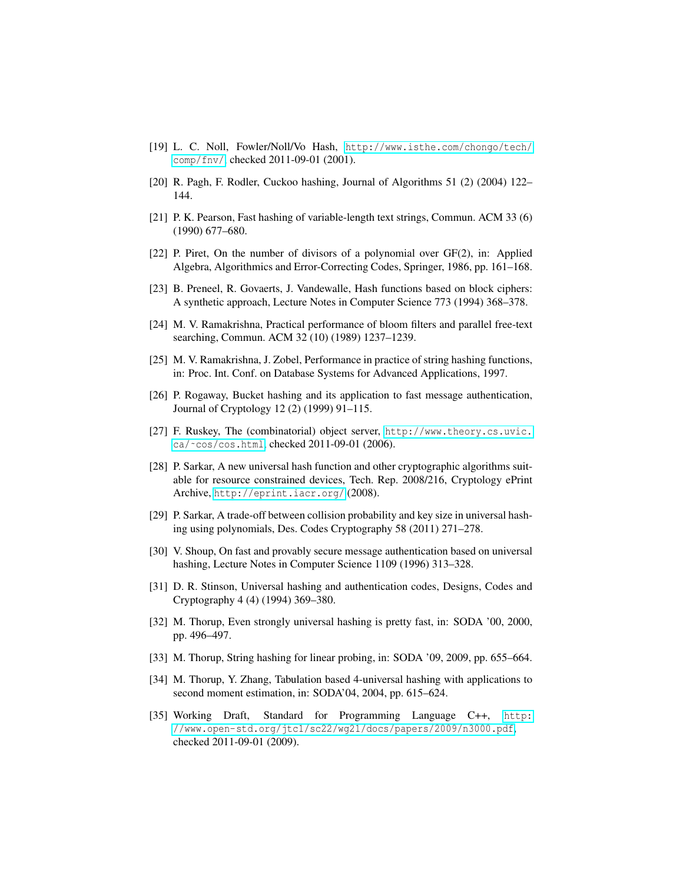[19] L. C. Noll, Fowler/Noll/Vo Hash, http://www.isthe.com/chongo/tech/comp/fnv/, checked 2011-09-01 (2001).

[20] R. Pagh, F. Rodler, Cuckoo hashing, Journal of Algorithms 51 (2) (2004) 122–144.

[21] P. K. Pearson, Fast hashing of variable-length text strings, Commun. ACM 33 (6) (1990) 677–680.

[22] P. Piret, On the number of divisors of a polynomial over GF(2), in: Applied Algebra, Algorithmics and Error-Correcting Codes, Springer, 1986, pp. 161–168.

[23] B. Preneel, R. Govaerts, J. Vandewalle, Hash functions based on block ciphers: A synthetic approach, Lecture Notes in Computer Science 773 (1994) 368–378.

[24] M. V. Ramakrishna, Practical performance of bloom filters and parallel free-text searching, Commun. ACM 32 (10) (1989) 1237–1239.

[25] M. V. Ramakrishna, J. Zobel, Performance in practice of string hashing functions, in: Proc. Int. Conf. on Database Systems for Advanced Applications, 1997.

[26] P. Rogaway, Bucket hashing and its application to fast message authentication, Journal of Cryptology 12 (2) (1999) 91–115.

[27] F. Ruskey, The (combinatorial) object server, http://www.theory.cs.uvic.ca/~cos/cos.html, checked 2011-09-01 (2006).

[28] P. Sarkar, A new universal hash function and other cryptographic algorithms suitable for resource constrained devices, Tech. Rep. 2008/216, Cryptology ePrint Archive, http://eprint.iacr.org/ (2008).

[29] P. Sarkar, A trade-off between collision probability and key size in universal hashing using polynomials, Des. Codes Cryptography 58 (2011) 271–278.

[30] V. Shoup, On fast and provably secure message authentication based on universal hashing, Lecture Notes in Computer Science 1109 (1996) 313–328.

[31] D. R. Stinson, Universal hashing and authentication codes, Designs, Codes and Cryptography 4 (4) (1994) 369–380.

[32] M. Thorup, Even strongly universal hashing is pretty fast, in: SODA '00, 2000, pp. 496–497.

[33] M. Thorup, String hashing for linear probing, in: SODA '09, 2009, pp. 655–664.

[34] M. Thorup, Y. Zhang, Tabulation based 4-universal hashing with applications to second moment estimation, in: SODA'04, 2004, pp. 615–624.

[35] Working Draft, Standard for Programming Language C++, http://www.open-std.org/jtc1/sc22/wg21/docs/papers/2009/n3000.pdf, checked 2011-09-01 (2009).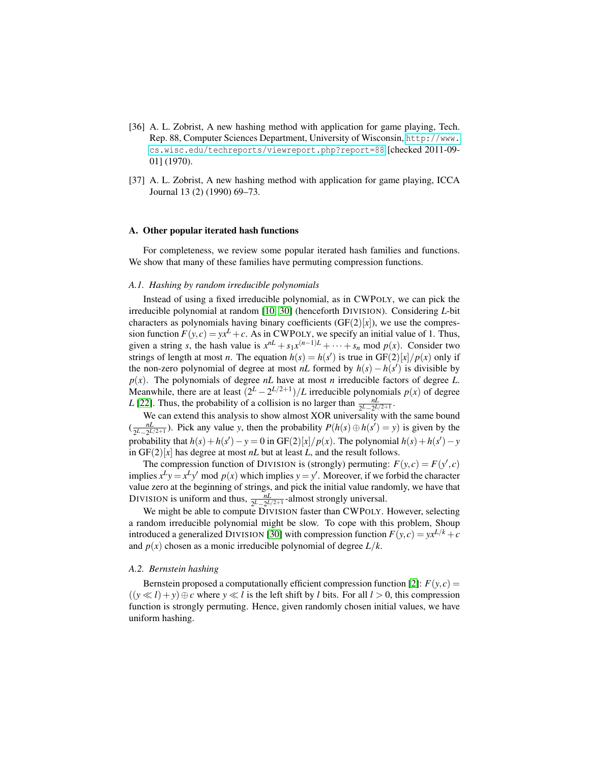[36] A. L. Zobrist, A new hashing method with application for game playing, Tech. Rep. 88, Computer Sciences Department, University of Wisconsin, http://www.cs.wisc.edu/techreports/viewreport.php?report=88 [checked 2011-09-01] (1970).

[37] A. L. Zobrist, A new hashing method with application for game playing, ICCA Journal 13 (2) (1990) 69–73.

## A. Other popular iterated hash functions

For completeness, we review some popular iterated hash families and functions. We show that many of these families have permuting compression functions.

### *A.1. Hashing by random irreducible polynomials*

Instead of using a fixed irreducible polynomial, as in CWPOLY, we can pick the irreducible polynomial at random [10, 30] (henceforth DIVISION). Considering $L$-bit characters as polynomials having binary coefficients ($\mathrm{GF}(2)[x]$), we use the compression function $F(y,c) = yx^L + c$. As in CWPOLY, we specify an initial value of 1. Thus, given a string $s$, the hash value is $x^{nL} + s_1 x^{(n-1)L} + \cdots + s_n \bmod p(x)$. Consider two strings of length at most $n$. The equation $h(s) = h(s')$ is true in $\mathrm{GF}(2)[x]/p(x)$ only if the non-zero polynomial of degree at most $nL$ formed by $h(s) - h(s')$ is divisible by $p(x)$. The polynomials of degree $nL$ have at most $n$ irreducible factors of degree $L$. Meanwhile, there are at least $(2^L - 2^{L/2+1})/L$ irreducible polynomials $p(x)$ of degree $L$ [22]. Thus, the probability of a collision is no larger than $\frac{nL}{2^L - 2^{L/2+1}}$.

We can extend this analysis to show almost XOR universality with the same bound ($\frac{nL}{2^L - 2^{L/2+1}}$). Pick any value $y$, then the probability $P(h(s) \oplus h(s') = y)$ is given by the probability that $h(s) + h(s') - y = 0$ in $\mathrm{GF}(2)[x]/p(x)$. The polynomial $h(s) + h(s') - y$ in $\mathrm{GF}(2)[x]$ has degree at most $nL$ but at least $L$, and the result follows.

The compression function of DIVISION is (strongly) permuting: $F(y,c) = F(y',c)$ implies $x^L y = x^L y' \bmod p(x)$ which implies $y = y'$. Moreover, if we forbid the character value zero at the beginning of strings, and pick the initial value randomly, we have that DIVISION is uniform and thus, $\frac{nL}{2^L - 2^{L/2+1}}$-almost strongly universal.

We might be able to compute DIVISION faster than CWPOLY. However, selecting a random irreducible polynomial might be slow. To cope with this problem, Shoup introduced a generalized DIVISION [30] with compression function $F(y,c) = yx^{L/k} + c$ and $p(x)$ chosen as a monic irreducible polynomial of degree $L/k$.

### *A.2. Bernstein hashing*

Bernstein proposed a computationally efficient compression function [2]: $F(y,c) = ((y \ll l) + y) \oplus c$ where $y \ll l$ is the left shift by $l$ bits. For all $l > 0$, this compression function is strongly permuting. Hence, given randomly chosen initial values, we have uniform hashing.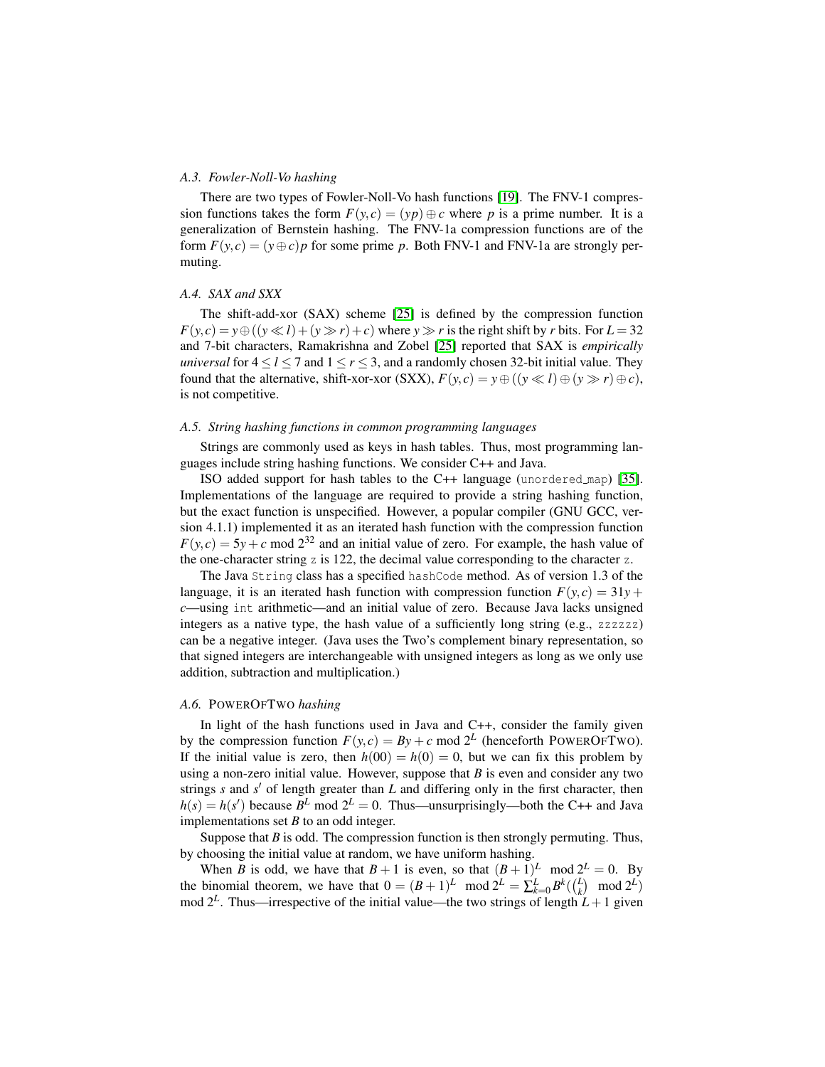### A.3. Fowler-Noll-Vo hashing

There are two types of Fowler-Noll-Vo hash functions [19]. The FNV-1 compression functions takes the form $F(y,c) = (yp) \oplus c$ where $p$ is a prime number. It is a generalization of Bernstein hashing. The FNV-1a compression functions are of the form $F(y,c) = (y \oplus c)p$ for some prime $p$. Both FNV-1 and FNV-1a are strongly permuting.

### A.4. SAX and SXX

The shift-add-xor (SAX) scheme [25] is defined by the compression function $F(y,c) = y \oplus ((y \ll l) + (y \gg r) + c)$ where $y \gg r$ is the right shift by $r$ bits. For $L = 32$ and 7-bit characters, Ramakrishna and Zobel [25] reported that SAX is *empirically universal* for $4 \leq l \leq 7$ and $1 \leq r \leq 3$, and a randomly chosen 32-bit initial value. They found that the alternative, shift-xor-xor (SXX), $F(y,c) = y \oplus ((y \ll l) \oplus (y \gg r) \oplus c)$, is not competitive.

### A.5. String hashing functions in common programming languages

Strings are commonly used as keys in hash tables. Thus, most programming languages include string hashing functions. We consider C++ and Java.

ISO added support for hash tables to the C++ language (`unordered_map`) [35]. Implementations of the language are required to provide a string hashing function, but the exact function is unspecified. However, a popular compiler (GNU GCC, version 4.1.1) implemented it as an iterated hash function with the compression function $F(y,c) = 5y + c \bmod 2^{32}$ and an initial value of zero. For example, the hash value of the one-character string `z` is 122, the decimal value corresponding to the character `z`.

The Java `String` class has a specified `hashCode` method. As of version 1.3 of the language, it is an iterated hash function with compression function $F(y,c) = 31y + c$—using `int` arithmetic—and an initial value of zero. Because Java lacks unsigned integers as a native type, the hash value of a sufficiently long string (e.g., `zzzzzz`) can be a negative integer. (Java uses the Two's complement binary representation, so that signed integers are interchangeable with unsigned integers as long as we only use addition, subtraction and multiplication.)

### A.6. PowerOfTwo hashing

In light of the hash functions used in Java and C++, consider the family given by the compression function $F(y,c) = By + c \bmod 2^L$ (henceforth PowerOfTwo). If the initial value is zero, then $h(00) = h(0) = 0$, but we can fix this problem by using a non-zero initial value. However, suppose that $B$ is even and consider any two strings $s$ and $s'$ of length greater than $L$ and differing only in the first character, then $h(s) = h(s')$ because $B^L \bmod 2^L = 0$. Thus—unsurprisingly—both the C++ and Java implementations set $B$ to an odd integer.

Suppose that $B$ is odd. The compression function is then strongly permuting. Thus, by choosing the initial value at random, we have uniform hashing.

When $B$ is odd, we have that $B+1$ is even, so that $(B+1)^L \bmod 2^L = 0$. By the binomial theorem, we have that $0 = (B+1)^L \bmod 2^L = \sum_{k=0}^{L} B^k (\binom{L}{k} \bmod 2^L) \bmod 2^L$. Thus—irrespective of the initial value—the two strings of length $L+1$ given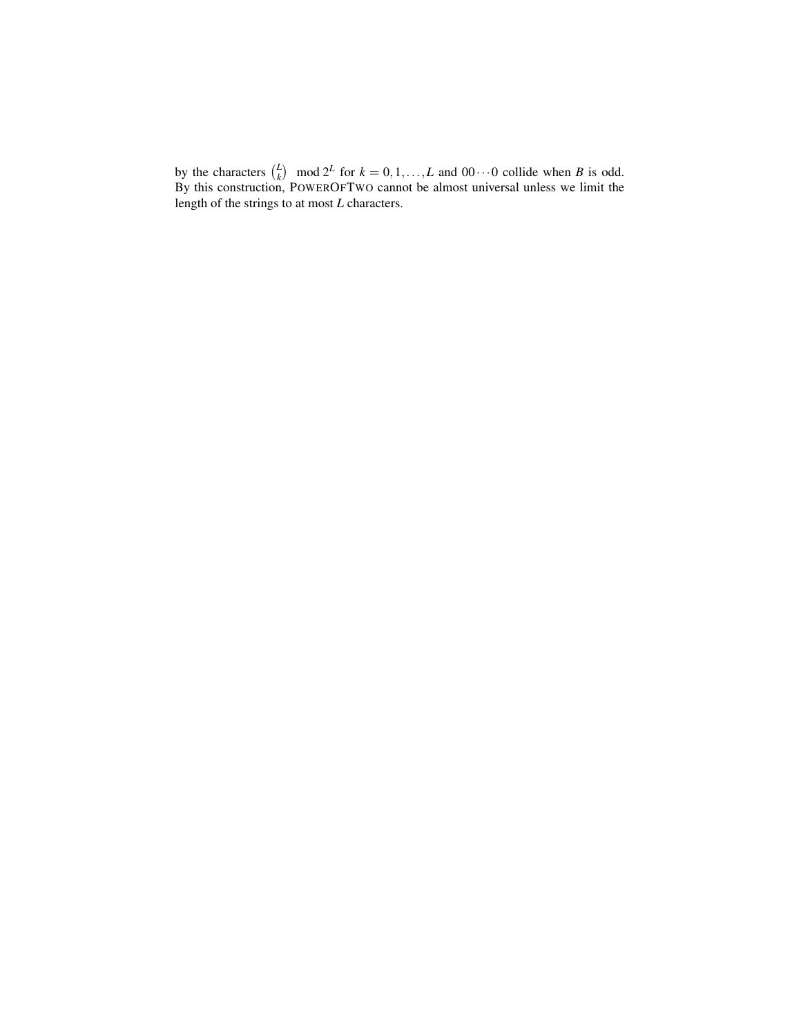by the characters $\binom{L}{k} \mod 2^L$ for $k = 0, 1, \ldots, L$ and $00\cdots0$ collide when $B$ is odd. By this construction, POWEROFTWO cannot be almost universal unless we limit the length of the strings to at most $L$ characters.